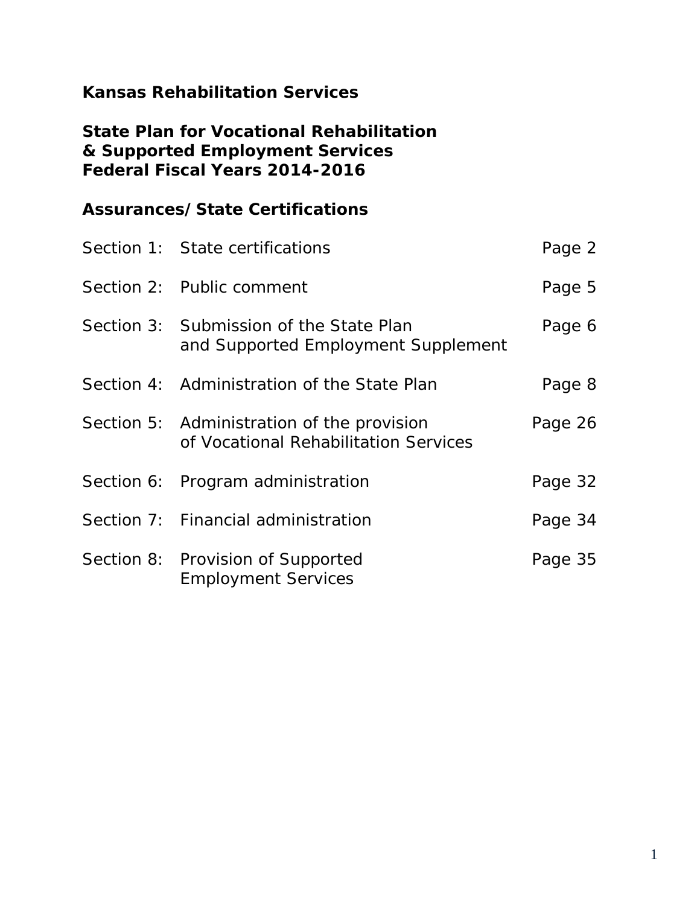**Kansas Rehabilitation Services**

**State Plan for Vocational Rehabilitation**
**& Supported Employment Services**
**Federal Fiscal Years 2014-2016**

**Assurances/State Certifications**

| | | |
|---|---|---|
| Section 1: | State certifications | Page 2 |
| Section 2: | Public comment | Page 5 |
| Section 3: | Submission of the State Plan and Supported Employment Supplement | Page 6 |
| Section 4: | Administration of the State Plan | Page 8 |
| Section 5: | Administration of the provision of Vocational Rehabilitation Services | Page 26 |
| Section 6: | Program administration | Page 32 |
| Section 7: | Financial administration | Page 34 |
| Section 8: | Provision of Supported Employment Services | Page 35 |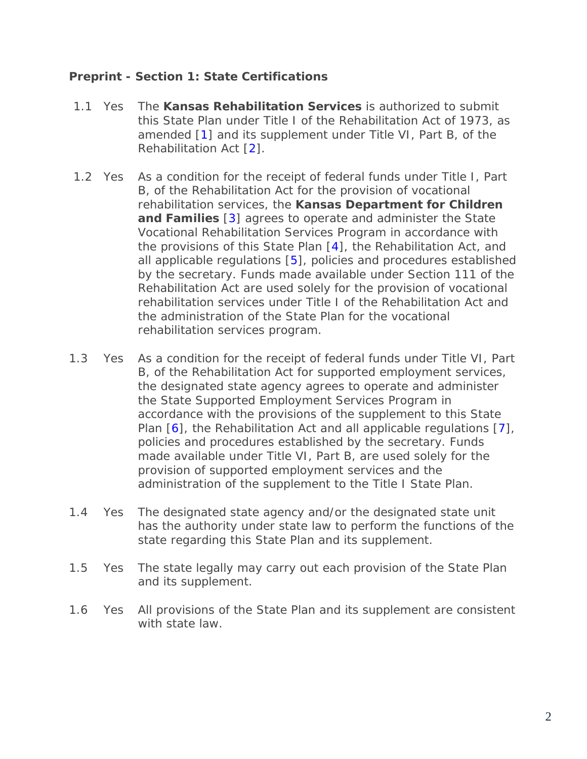**Preprint - Section 1: State Certifications**

1.1 Yes The **Kansas Rehabilitation Services** is authorized to submit this State Plan under Title I of the Rehabilitation Act of 1973, as amended [1] and its supplement under Title VI, Part B, of the Rehabilitation Act [2].

1.2 Yes As a condition for the receipt of federal funds under Title I, Part B, of the Rehabilitation Act for the provision of vocational rehabilitation services, the **Kansas Department for Children and Families** [3] agrees to operate and administer the State Vocational Rehabilitation Services Program in accordance with the provisions of this State Plan [4], the Rehabilitation Act, and all applicable regulations [5], policies and procedures established by the secretary. Funds made available under Section 111 of the Rehabilitation Act are used solely for the provision of vocational rehabilitation services under Title I of the Rehabilitation Act and the administration of the State Plan for the vocational rehabilitation services program.

1.3 Yes As a condition for the receipt of federal funds under Title VI, Part B, of the Rehabilitation Act for supported employment services, the designated state agency agrees to operate and administer the State Supported Employment Services Program in accordance with the provisions of the supplement to this State Plan [6], the Rehabilitation Act and all applicable regulations [7], policies and procedures established by the secretary. Funds made available under Title VI, Part B, are used solely for the provision of supported employment services and the administration of the supplement to the Title I State Plan.

1.4 Yes The designated state agency and/or the designated state unit has the authority under state law to perform the functions of the state regarding this State Plan and its supplement.

1.5 Yes The state legally may carry out each provision of the State Plan and its supplement.

1.6 Yes All provisions of the State Plan and its supplement are consistent with state law.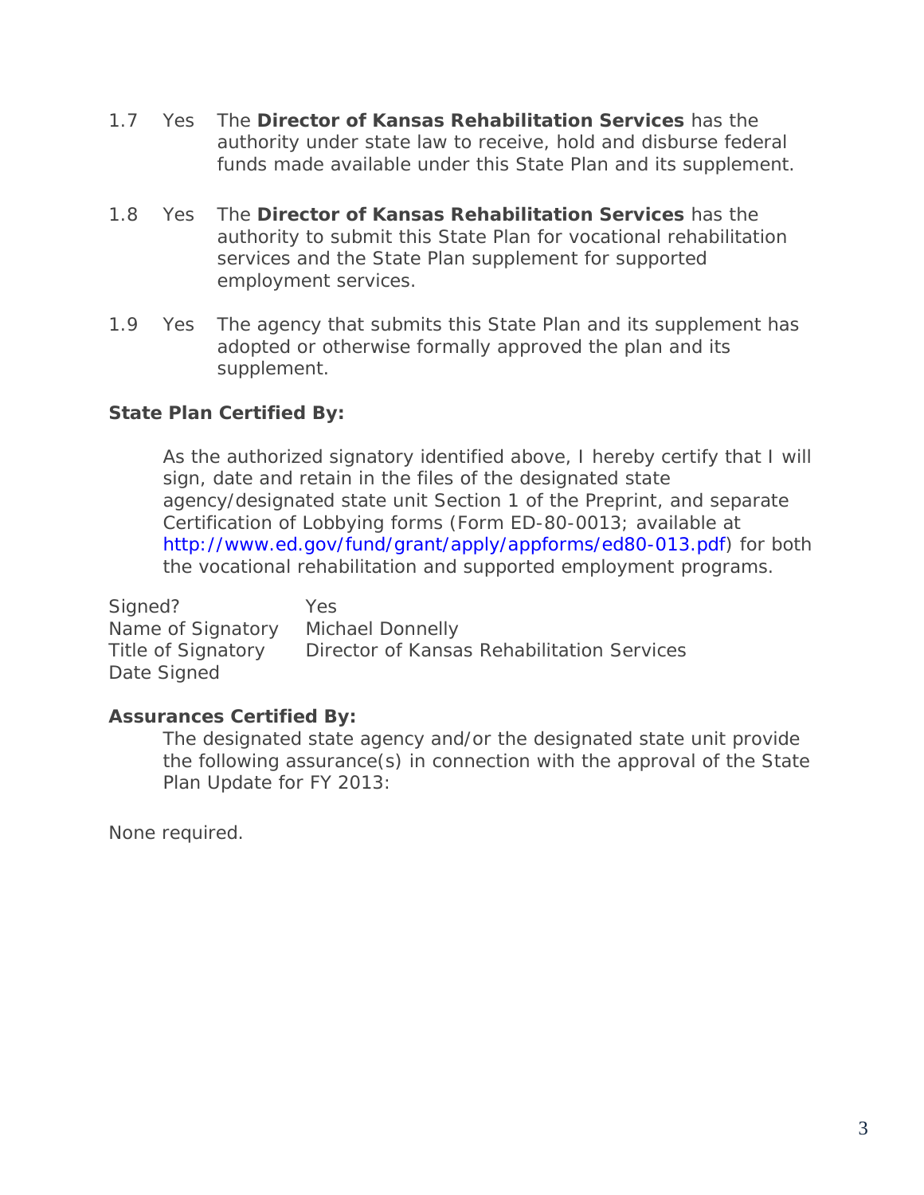1.7 Yes The **Director of Kansas Rehabilitation Services** has the authority under state law to receive, hold and disburse federal funds made available under this State Plan and its supplement.

1.8 Yes The **Director of Kansas Rehabilitation Services** has the authority to submit this State Plan for vocational rehabilitation services and the State Plan supplement for supported employment services.

1.9 Yes The agency that submits this State Plan and its supplement has adopted or otherwise formally approved the plan and its supplement.

**State Plan Certified By:**

As the authorized signatory identified above, I hereby certify that I will sign, date and retain in the files of the designated state agency/designated state unit Section 1 of the Preprint, and separate Certification of Lobbying forms (Form ED-80-0013; available at http://www.ed.gov/fund/grant/apply/appforms/ed80-013.pdf) for both the vocational rehabilitation and supported employment programs.

Signed? Yes
Name of Signatory Michael Donnelly
Title of Signatory Director of Kansas Rehabilitation Services
Date Signed

**Assurances Certified By:**

The designated state agency and/or the designated state unit provide the following assurance(s) in connection with the approval of the State Plan Update for FY 2013:

None required.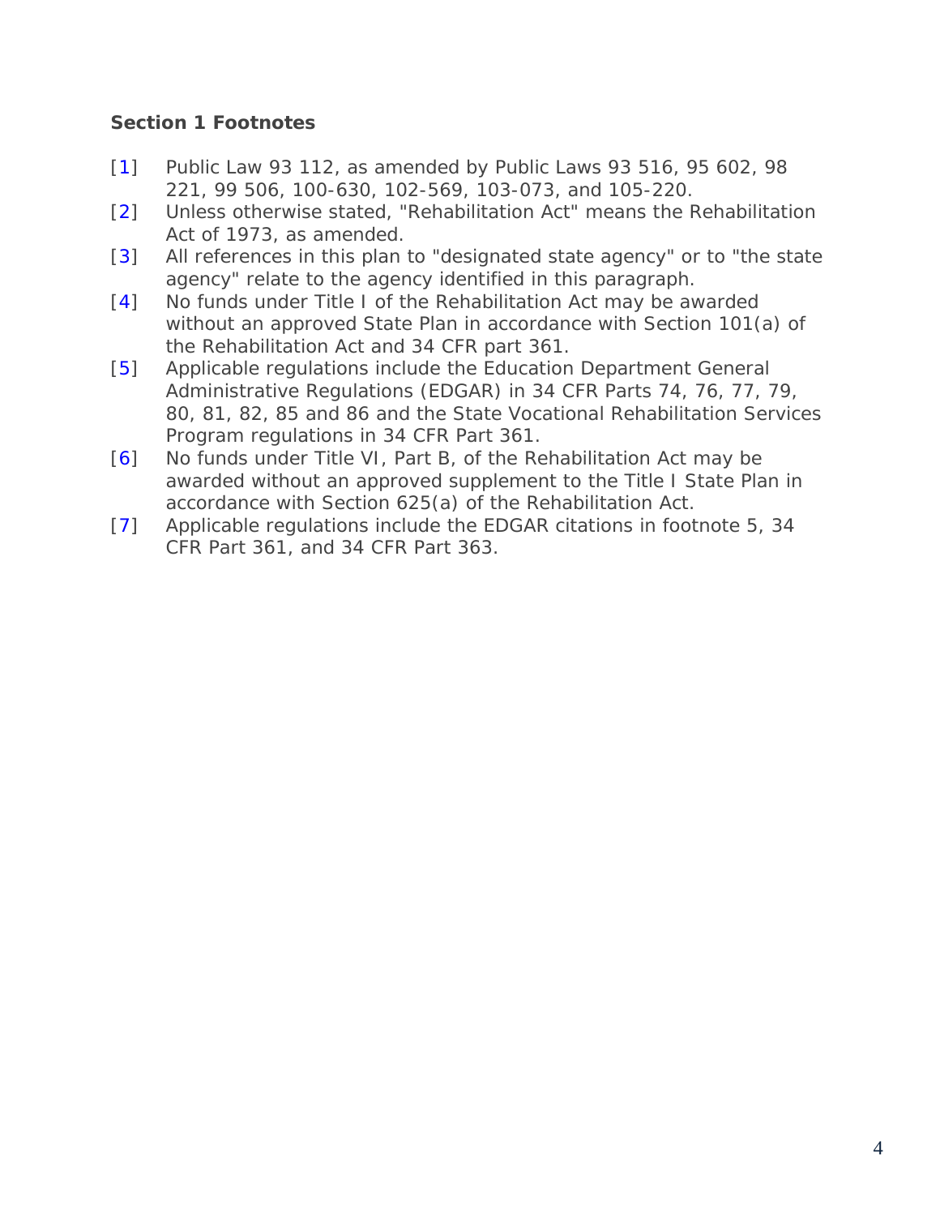### Section 1 Footnotes

[1] Public Law 93 112, as amended by Public Laws 93 516, 95 602, 98 221, 99 506, 100-630, 102-569, 103-073, and 105-220.

[2] Unless otherwise stated, "Rehabilitation Act" means the Rehabilitation Act of 1973, as amended.

[3] All references in this plan to "designated state agency" or to "the state agency" relate to the agency identified in this paragraph.

[4] No funds under Title I of the Rehabilitation Act may be awarded without an approved State Plan in accordance with Section 101(a) of the Rehabilitation Act and 34 CFR part 361.

[5] Applicable regulations include the Education Department General Administrative Regulations (EDGAR) in 34 CFR Parts 74, 76, 77, 79, 80, 81, 82, 85 and 86 and the State Vocational Rehabilitation Services Program regulations in 34 CFR Part 361.

[6] No funds under Title VI, Part B, of the Rehabilitation Act may be awarded without an approved supplement to the Title I State Plan in accordance with Section 625(a) of the Rehabilitation Act.

[7] Applicable regulations include the EDGAR citations in footnote 5, 34 CFR Part 361, and 34 CFR Part 363.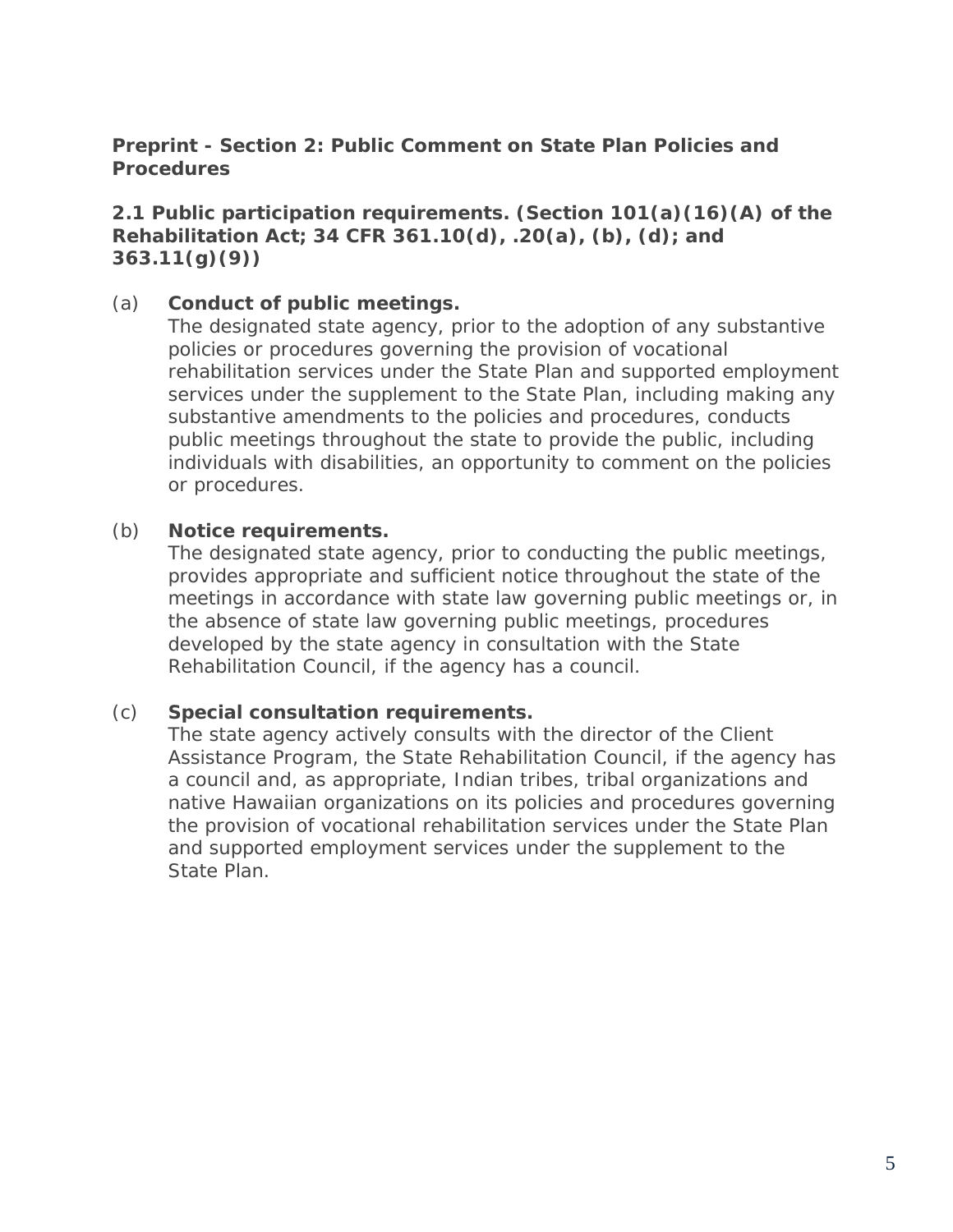**Preprint - Section 2: Public Comment on State Plan Policies and Procedures**

**2.1 Public participation requirements. (Section 101(a)(16)(A) of the Rehabilitation Act; 34 CFR 361.10(d), .20(a), (b), (d); and 363.11(g)(9))**

(a) **Conduct of public meetings.**
The designated state agency, prior to the adoption of any substantive policies or procedures governing the provision of vocational rehabilitation services under the State Plan and supported employment services under the supplement to the State Plan, including making any substantive amendments to the policies and procedures, conducts public meetings throughout the state to provide the public, including individuals with disabilities, an opportunity to comment on the policies or procedures.

(b) **Notice requirements.**
The designated state agency, prior to conducting the public meetings, provides appropriate and sufficient notice throughout the state of the meetings in accordance with state law governing public meetings or, in the absence of state law governing public meetings, procedures developed by the state agency in consultation with the State Rehabilitation Council, if the agency has a council.

(c) **Special consultation requirements.**
The state agency actively consults with the director of the Client Assistance Program, the State Rehabilitation Council, if the agency has a council and, as appropriate, Indian tribes, tribal organizations and native Hawaiian organizations on its policies and procedures governing the provision of vocational rehabilitation services under the State Plan and supported employment services under the supplement to the State Plan.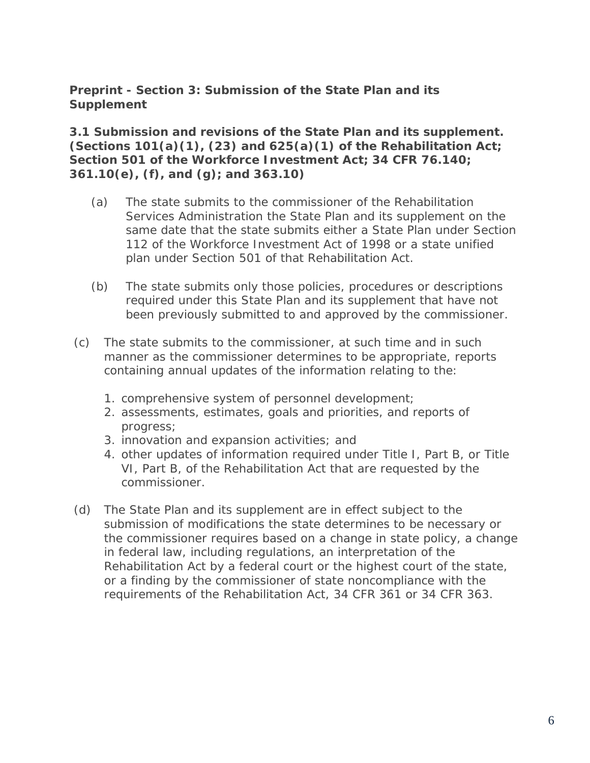## Preprint - Section 3: Submission of the State Plan and its Supplement

### 3.1 Submission and revisions of the State Plan and its supplement. (Sections 101(a)(1), (23) and 625(a)(1) of the Rehabilitation Act; Section 501 of the Workforce Investment Act; 34 CFR 76.140; 361.10(e), (f), and (g); and 363.10)

(a) The state submits to the commissioner of the Rehabilitation Services Administration the State Plan and its supplement on the same date that the state submits either a State Plan under Section 112 of the Workforce Investment Act of 1998 or a state unified plan under Section 501 of that Rehabilitation Act.

(b) The state submits only those policies, procedures or descriptions required under this State Plan and its supplement that have not been previously submitted to and approved by the commissioner.

(c) The state submits to the commissioner, at such time and in such manner as the commissioner determines to be appropriate, reports containing annual updates of the information relating to the:

1. comprehensive system of personnel development;
2. assessments, estimates, goals and priorities, and reports of progress;
3. innovation and expansion activities; and
4. other updates of information required under Title I, Part B, or Title VI, Part B, of the Rehabilitation Act that are requested by the commissioner.

(d) The State Plan and its supplement are in effect subject to the submission of modifications the state determines to be necessary or the commissioner requires based on a change in state policy, a change in federal law, including regulations, an interpretation of the Rehabilitation Act by a federal court or the highest court of the state, or a finding by the commissioner of state noncompliance with the requirements of the Rehabilitation Act, 34 CFR 361 or 34 CFR 363.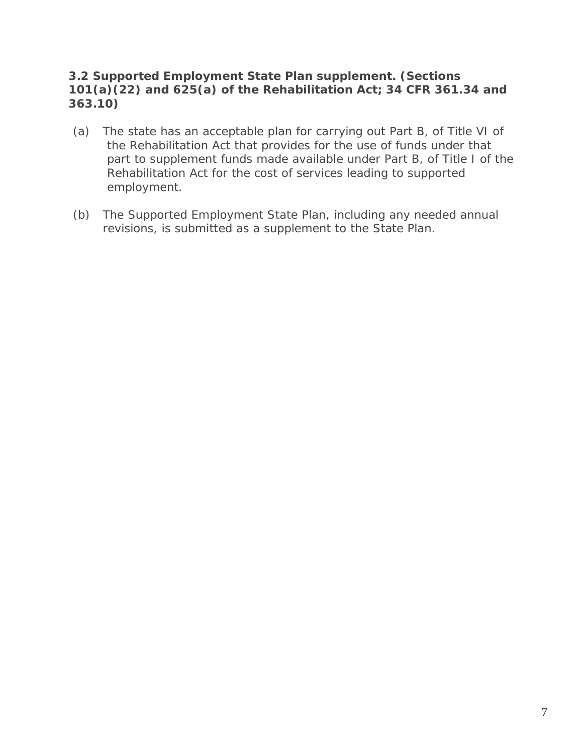### 3.2 Supported Employment State Plan supplement. (Sections 101(a)(22) and 625(a) of the Rehabilitation Act; 34 CFR 361.34 and 363.10)

(a) The state has an acceptable plan for carrying out Part B, of Title VI of the Rehabilitation Act that provides for the use of funds under that part to supplement funds made available under Part B, of Title I of the Rehabilitation Act for the cost of services leading to supported employment.

(b) The Supported Employment State Plan, including any needed annual revisions, is submitted as a supplement to the State Plan.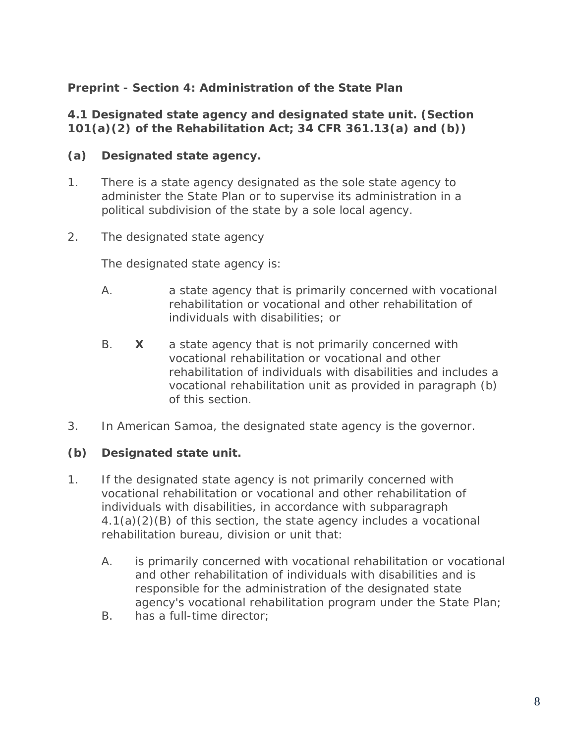**Preprint - Section 4: Administration of the State Plan**

**4.1 Designated state agency and designated state unit. (Section 101(a)(2) of the Rehabilitation Act; 34 CFR 361.13(a) and (b))**

**(a) Designated state agency.**

1. There is a state agency designated as the sole state agency to administer the State Plan or to supervise its administration in a political subdivision of the state by a sole local agency.

2. The designated state agency

   The designated state agency is:

   A. a state agency that is primarily concerned with vocational rehabilitation or vocational and other rehabilitation of individuals with disabilities; or

   B. **X** a state agency that is not primarily concerned with vocational rehabilitation or vocational and other rehabilitation of individuals with disabilities and includes a vocational rehabilitation unit as provided in paragraph (b) of this section.

3. In American Samoa, the designated state agency is the governor.

**(b) Designated state unit.**

1. If the designated state agency is not primarily concerned with vocational rehabilitation or vocational and other rehabilitation of individuals with disabilities, in accordance with subparagraph 4.1(a)(2)(B) of this section, the state agency includes a vocational rehabilitation bureau, division or unit that:

   A. is primarily concerned with vocational rehabilitation or vocational and other rehabilitation of individuals with disabilities and is responsible for the administration of the designated state agency's vocational rehabilitation program under the State Plan;
   B. has a full-time director;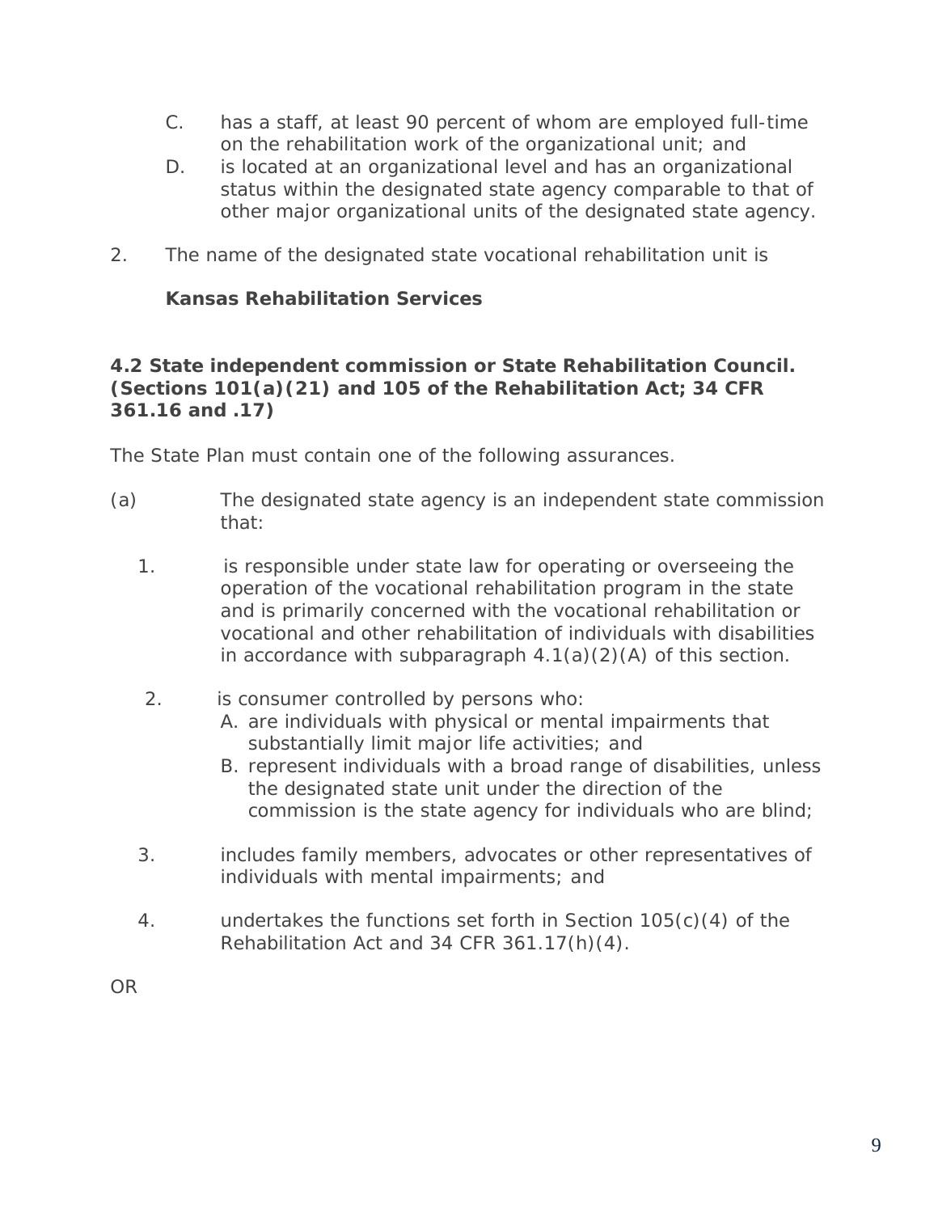C. has a staff, at least 90 percent of whom are employed full-time on the rehabilitation work of the organizational unit; and
D. is located at an organizational level and has an organizational status within the designated state agency comparable to that of other major organizational units of the designated state agency.

2. The name of the designated state vocational rehabilitation unit is

   **Kansas Rehabilitation Services**

**4.2 State independent commission or State Rehabilitation Council. (Sections 101(a)(21) and 105 of the Rehabilitation Act; 34 CFR 361.16 and .17)**

The State Plan must contain one of the following assurances.

(a) The designated state agency is an independent state commission that:

1. is responsible under state law for operating or overseeing the operation of the vocational rehabilitation program in the state and is primarily concerned with the vocational rehabilitation or vocational and other rehabilitation of individuals with disabilities in accordance with subparagraph 4.1(a)(2)(A) of this section.

2. is consumer controlled by persons who:
   A. are individuals with physical or mental impairments that substantially limit major life activities; and
   B. represent individuals with a broad range of disabilities, unless the designated state unit under the direction of the commission is the state agency for individuals who are blind;

3. includes family members, advocates or other representatives of individuals with mental impairments; and

4. undertakes the functions set forth in Section 105(c)(4) of the Rehabilitation Act and 34 CFR 361.17(h)(4).

OR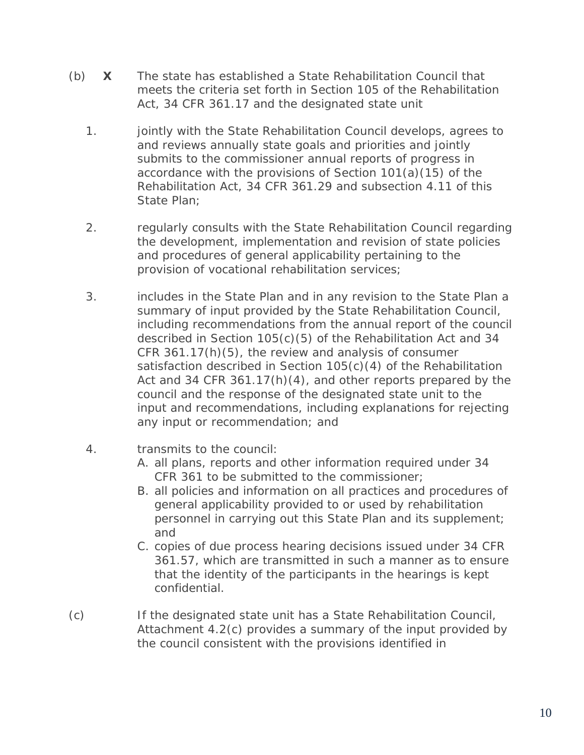(b) **X** The state has established a State Rehabilitation Council that meets the criteria set forth in Section 105 of the Rehabilitation Act, 34 CFR 361.17 and the designated state unit

1. jointly with the State Rehabilitation Council develops, agrees to and reviews annually state goals and priorities and jointly submits to the commissioner annual reports of progress in accordance with the provisions of Section 101(a)(15) of the Rehabilitation Act, 34 CFR 361.29 and subsection 4.11 of this State Plan;

2. regularly consults with the State Rehabilitation Council regarding the development, implementation and revision of state policies and procedures of general applicability pertaining to the provision of vocational rehabilitation services;

3. includes in the State Plan and in any revision to the State Plan a summary of input provided by the State Rehabilitation Council, including recommendations from the annual report of the council described in Section 105(c)(5) of the Rehabilitation Act and 34 CFR 361.17(h)(5), the review and analysis of consumer satisfaction described in Section 105(c)(4) of the Rehabilitation Act and 34 CFR 361.17(h)(4), and other reports prepared by the council and the response of the designated state unit to the input and recommendations, including explanations for rejecting any input or recommendation; and

4. transmits to the council:
   A. all plans, reports and other information required under 34 CFR 361 to be submitted to the commissioner;
   B. all policies and information on all practices and procedures of general applicability provided to or used by rehabilitation personnel in carrying out this State Plan and its supplement; and
   C. copies of due process hearing decisions issued under 34 CFR 361.57, which are transmitted in such a manner as to ensure that the identity of the participants in the hearings is kept confidential.

(c) If the designated state unit has a State Rehabilitation Council, Attachment 4.2(c) provides a summary of the input provided by the council consistent with the provisions identified in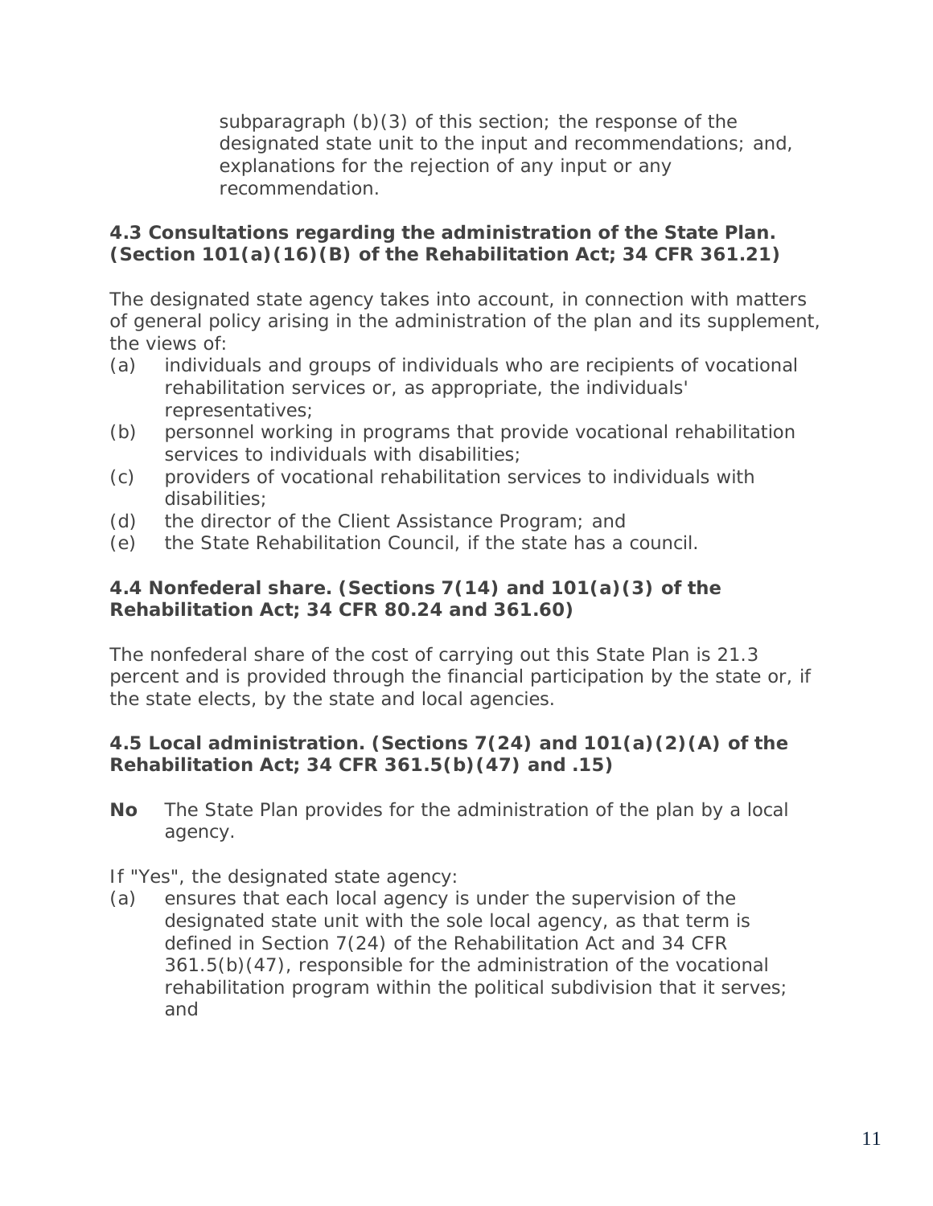subparagraph (b)(3) of this section; the response of the designated state unit to the input and recommendations; and, explanations for the rejection of any input or any recommendation.

**4.3 Consultations regarding the administration of the State Plan. (Section 101(a)(16)(B) of the Rehabilitation Act; 34 CFR 361.21)**

The designated state agency takes into account, in connection with matters of general policy arising in the administration of the plan and its supplement, the views of:

(a) individuals and groups of individuals who are recipients of vocational rehabilitation services or, as appropriate, the individuals' representatives;
(b) personnel working in programs that provide vocational rehabilitation services to individuals with disabilities;
(c) providers of vocational rehabilitation services to individuals with disabilities;
(d) the director of the Client Assistance Program; and
(e) the State Rehabilitation Council, if the state has a council.

**4.4 Nonfederal share. (Sections 7(14) and 101(a)(3) of the Rehabilitation Act; 34 CFR 80.24 and 361.60)**

The nonfederal share of the cost of carrying out this State Plan is 21.3 percent and is provided through the financial participation by the state or, if the state elects, by the state and local agencies.

**4.5 Local administration. (Sections 7(24) and 101(a)(2)(A) of the Rehabilitation Act; 34 CFR 361.5(b)(47) and .15)**

**No** The State Plan provides for the administration of the plan by a local agency.

If "Yes", the designated state agency:

(a) ensures that each local agency is under the supervision of the designated state unit with the sole local agency, as that term is defined in Section 7(24) of the Rehabilitation Act and 34 CFR 361.5(b)(47), responsible for the administration of the vocational rehabilitation program within the political subdivision that it serves; and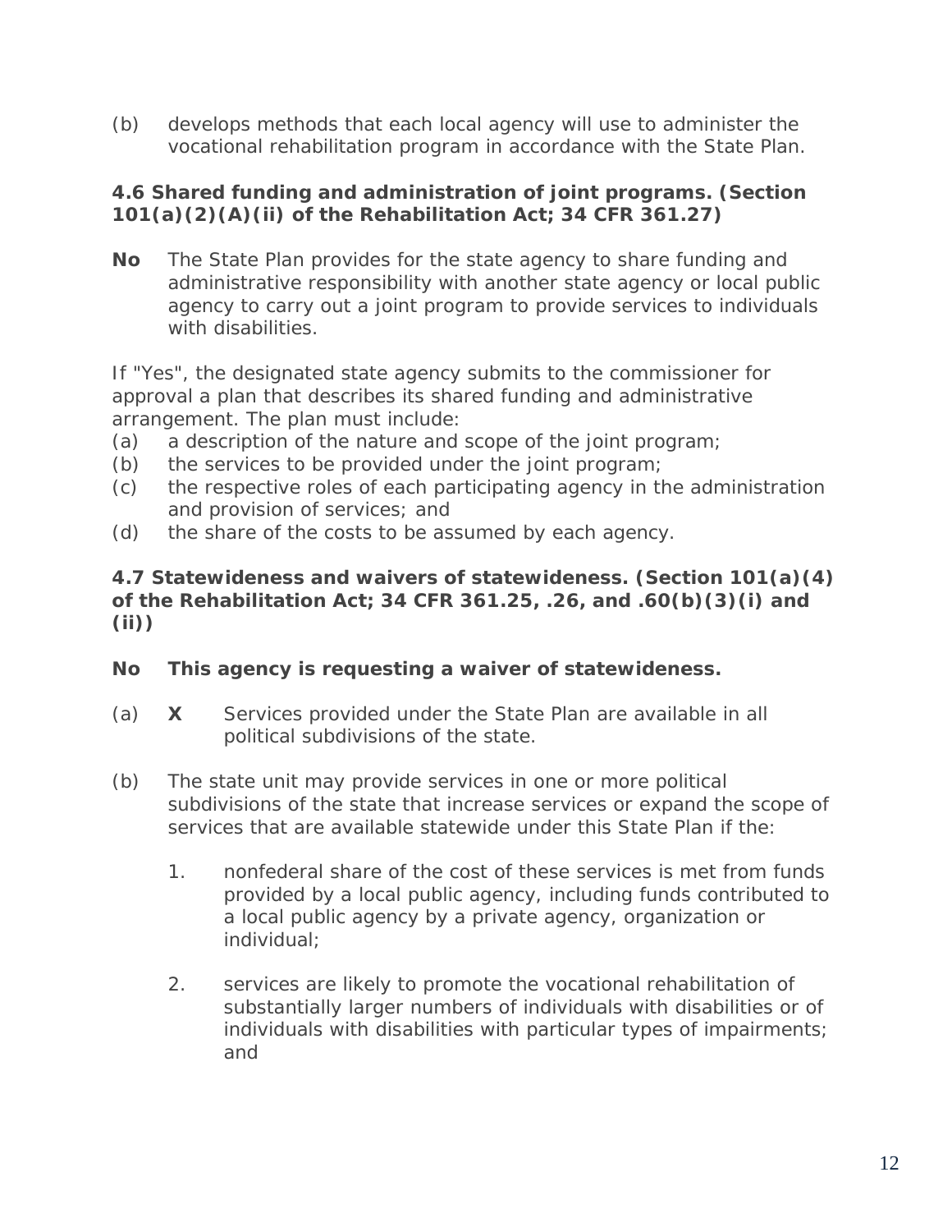(b) develops methods that each local agency will use to administer the vocational rehabilitation program in accordance with the State Plan.

**4.6 Shared funding and administration of joint programs. (Section 101(a)(2)(A)(ii) of the Rehabilitation Act; 34 CFR 361.27)**

**No** The State Plan provides for the state agency to share funding and administrative responsibility with another state agency or local public agency to carry out a joint program to provide services to individuals with disabilities.

If "Yes", the designated state agency submits to the commissioner for approval a plan that describes its shared funding and administrative arrangement. The plan must include:

(a) a description of the nature and scope of the joint program;
(b) the services to be provided under the joint program;
(c) the respective roles of each participating agency in the administration and provision of services; and
(d) the share of the costs to be assumed by each agency.

**4.7 Statewideness and waivers of statewideness. (Section 101(a)(4) of the Rehabilitation Act; 34 CFR 361.25, .26, and .60(b)(3)(i) and (ii))**

**No This agency is requesting a waiver of statewideness.**

(a) **X** Services provided under the State Plan are available in all political subdivisions of the state.

(b) The state unit may provide services in one or more political subdivisions of the state that increase services or expand the scope of services that are available statewide under this State Plan if the:

1. nonfederal share of the cost of these services is met from funds provided by a local public agency, including funds contributed to a local public agency by a private agency, organization or individual;

2. services are likely to promote the vocational rehabilitation of substantially larger numbers of individuals with disabilities or of individuals with disabilities with particular types of impairments; and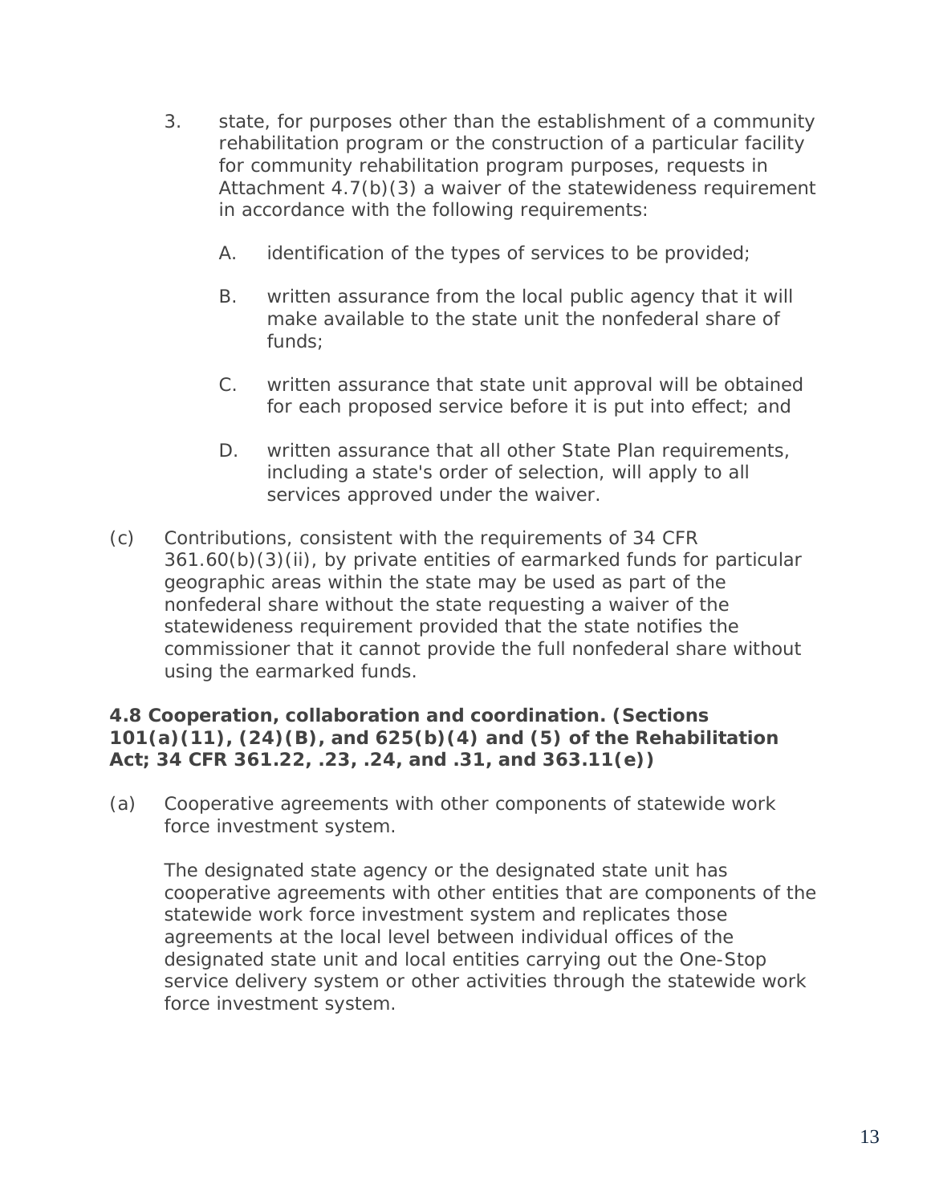3. state, for purposes other than the establishment of a community rehabilitation program or the construction of a particular facility for community rehabilitation program purposes, requests in Attachment 4.7(b)(3) a waiver of the statewideness requirement in accordance with the following requirements:

    A. identification of the types of services to be provided;

    B. written assurance from the local public agency that it will make available to the state unit the nonfederal share of funds;

    C. written assurance that state unit approval will be obtained for each proposed service before it is put into effect; and

    D. written assurance that all other State Plan requirements, including a state's order of selection, will apply to all services approved under the waiver.

(c) Contributions, consistent with the requirements of 34 CFR 361.60(b)(3)(ii), by private entities of earmarked funds for particular geographic areas within the state may be used as part of the nonfederal share without the state requesting a waiver of the statewideness requirement provided that the state notifies the commissioner that it cannot provide the full nonfederal share without using the earmarked funds.

**4.8 Cooperation, collaboration and coordination. (Sections 101(a)(11), (24)(B), and 625(b)(4) and (5) of the Rehabilitation Act; 34 CFR 361.22, .23, .24, and .31, and 363.11(e))**

(a) Cooperative agreements with other components of statewide work force investment system.

The designated state agency or the designated state unit has cooperative agreements with other entities that are components of the statewide work force investment system and replicates those agreements at the local level between individual offices of the designated state unit and local entities carrying out the One-Stop service delivery system or other activities through the statewide work force investment system.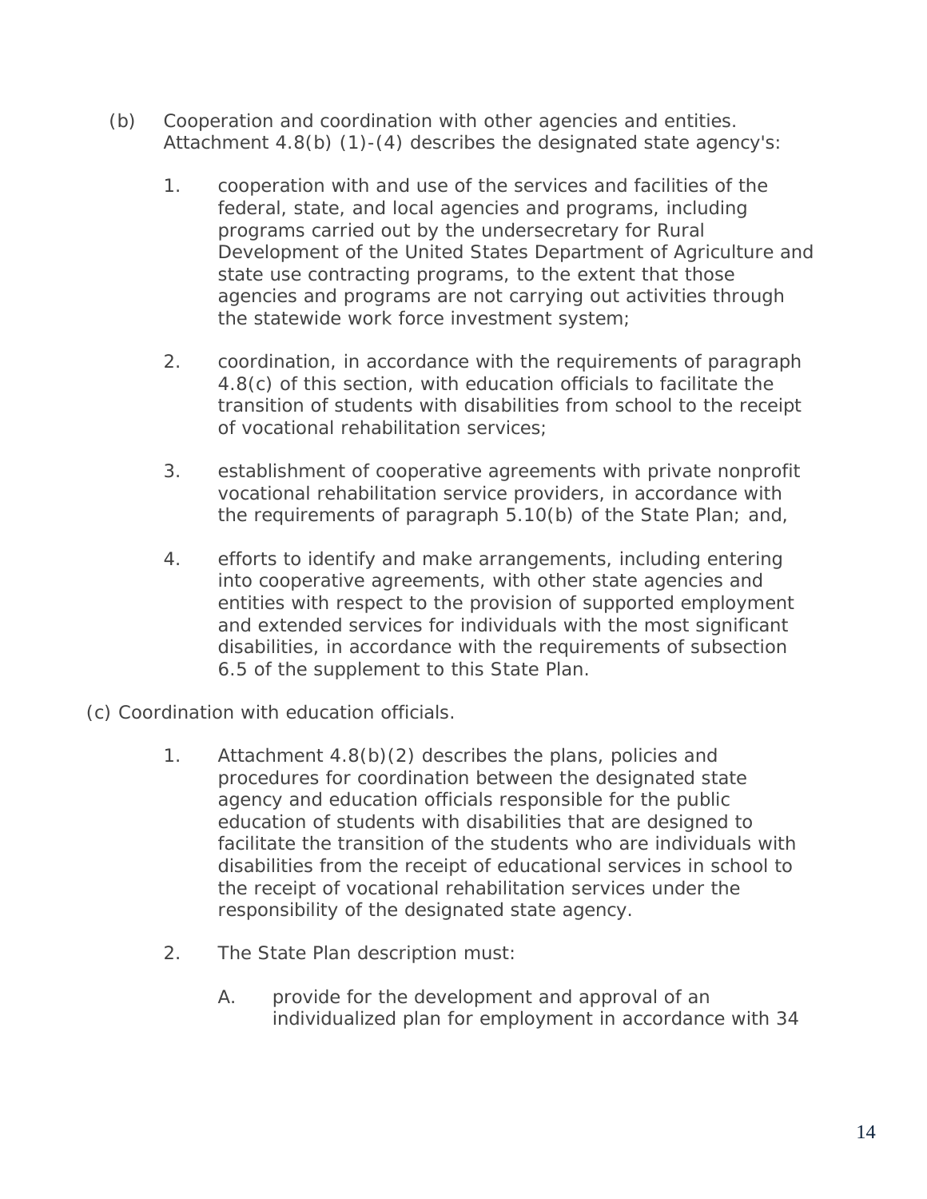(b) Cooperation and coordination with other agencies and entities. Attachment 4.8(b) (1)-(4) describes the designated state agency's:

1. cooperation with and use of the services and facilities of the federal, state, and local agencies and programs, including programs carried out by the undersecretary for Rural Development of the United States Department of Agriculture and state use contracting programs, to the extent that those agencies and programs are not carrying out activities through the statewide work force investment system;

2. coordination, in accordance with the requirements of paragraph 4.8(c) of this section, with education officials to facilitate the transition of students with disabilities from school to the receipt of vocational rehabilitation services;

3. establishment of cooperative agreements with private nonprofit vocational rehabilitation service providers, in accordance with the requirements of paragraph 5.10(b) of the State Plan; and,

4. efforts to identify and make arrangements, including entering into cooperative agreements, with other state agencies and entities with respect to the provision of supported employment and extended services for individuals with the most significant disabilities, in accordance with the requirements of subsection 6.5 of the supplement to this State Plan.

(c) Coordination with education officials.

1. Attachment 4.8(b)(2) describes the plans, policies and procedures for coordination between the designated state agency and education officials responsible for the public education of students with disabilities that are designed to facilitate the transition of the students who are individuals with disabilities from the receipt of educational services in school to the receipt of vocational rehabilitation services under the responsibility of the designated state agency.

2. The State Plan description must:

   A. provide for the development and approval of an individualized plan for employment in accordance with 34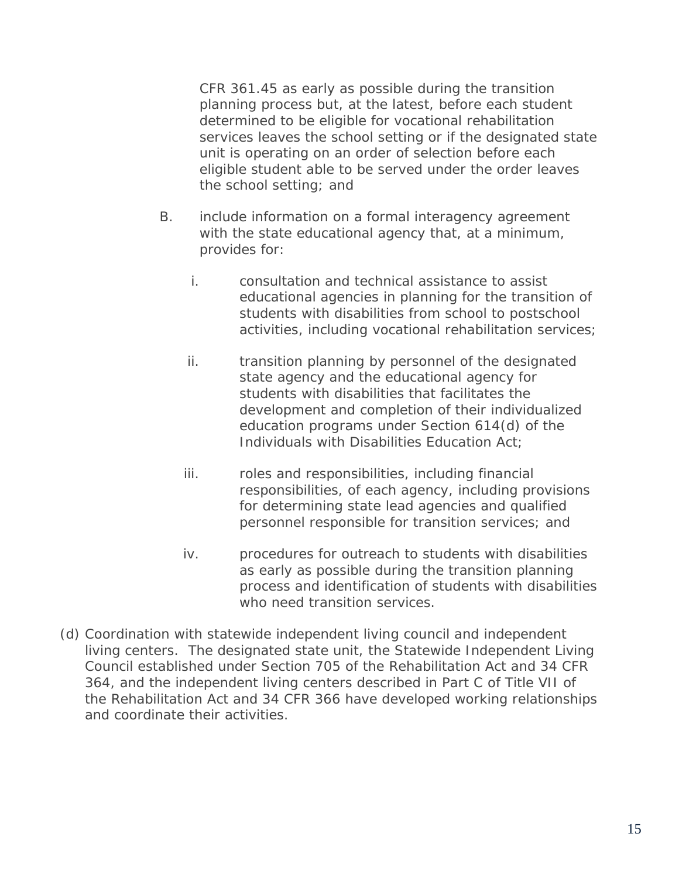CFR 361.45 as early as possible during the transition planning process but, at the latest, before each student determined to be eligible for vocational rehabilitation services leaves the school setting or if the designated state unit is operating on an order of selection before each eligible student able to be served under the order leaves the school setting; and

B. include information on a formal interagency agreement with the state educational agency that, at a minimum, provides for:

   i. consultation and technical assistance to assist educational agencies in planning for the transition of students with disabilities from school to postschool activities, including vocational rehabilitation services;

   ii. transition planning by personnel of the designated state agency and the educational agency for students with disabilities that facilitates the development and completion of their individualized education programs under Section 614(d) of the Individuals with Disabilities Education Act;

   iii. roles and responsibilities, including financial responsibilities, of each agency, including provisions for determining state lead agencies and qualified personnel responsible for transition services; and

   iv. procedures for outreach to students with disabilities as early as possible during the transition planning process and identification of students with disabilities who need transition services.

(d) Coordination with statewide independent living council and independent living centers. The designated state unit, the Statewide Independent Living Council established under Section 705 of the Rehabilitation Act and 34 CFR 364, and the independent living centers described in Part C of Title VII of the Rehabilitation Act and 34 CFR 366 have developed working relationships and coordinate their activities.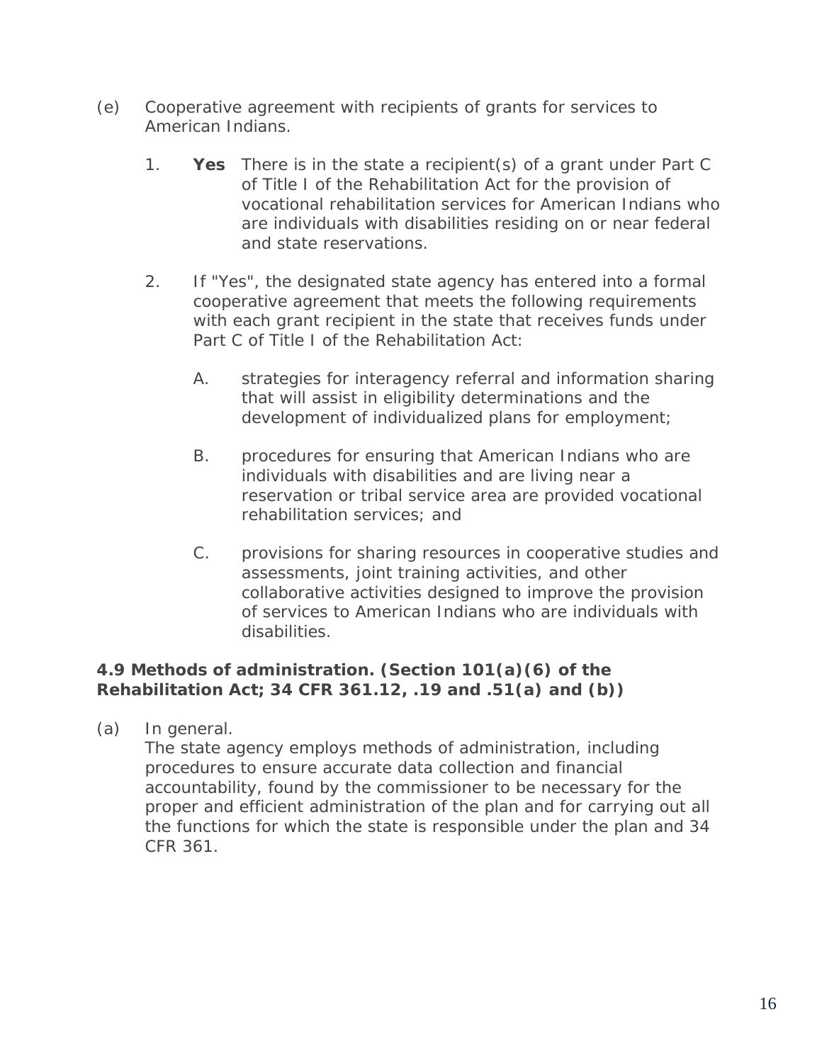(e) Cooperative agreement with recipients of grants for services to American Indians.

1. **Yes** There is in the state a recipient(s) of a grant under Part C of Title I of the Rehabilitation Act for the provision of vocational rehabilitation services for American Indians who are individuals with disabilities residing on or near federal and state reservations.

2. If "Yes", the designated state agency has entered into a formal cooperative agreement that meets the following requirements with each grant recipient in the state that receives funds under Part C of Title I of the Rehabilitation Act:

   A. strategies for interagency referral and information sharing that will assist in eligibility determinations and the development of individualized plans for employment;

   B. procedures for ensuring that American Indians who are individuals with disabilities and are living near a reservation or tribal service area are provided vocational rehabilitation services; and

   C. provisions for sharing resources in cooperative studies and assessments, joint training activities, and other collaborative activities designed to improve the provision of services to American Indians who are individuals with disabilities.

**4.9 Methods of administration. (Section 101(a)(6) of the Rehabilitation Act; 34 CFR 361.12, .19 and .51(a) and (b))**

(a) In general.
The state agency employs methods of administration, including procedures to ensure accurate data collection and financial accountability, found by the commissioner to be necessary for the proper and efficient administration of the plan and for carrying out all the functions for which the state is responsible under the plan and 34 CFR 361.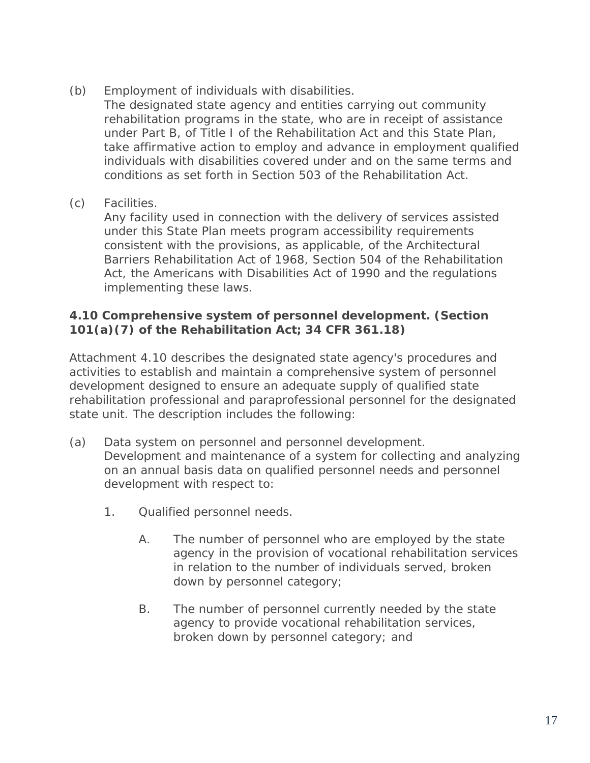(b) Employment of individuals with disabilities.
The designated state agency and entities carrying out community rehabilitation programs in the state, who are in receipt of assistance under Part B, of Title I of the Rehabilitation Act and this State Plan, take affirmative action to employ and advance in employment qualified individuals with disabilities covered under and on the same terms and conditions as set forth in Section 503 of the Rehabilitation Act.

(c) Facilities.
Any facility used in connection with the delivery of services assisted under this State Plan meets program accessibility requirements consistent with the provisions, as applicable, of the Architectural Barriers Rehabilitation Act of 1968, Section 504 of the Rehabilitation Act, the Americans with Disabilities Act of 1990 and the regulations implementing these laws.

**4.10 Comprehensive system of personnel development. (Section 101(a)(7) of the Rehabilitation Act; 34 CFR 361.18)**

Attachment 4.10 describes the designated state agency's procedures and activities to establish and maintain a comprehensive system of personnel development designed to ensure an adequate supply of qualified state rehabilitation professional and paraprofessional personnel for the designated state unit. The description includes the following:

(a) Data system on personnel and personnel development.
Development and maintenance of a system for collecting and analyzing on an annual basis data on qualified personnel needs and personnel development with respect to:

1. Qualified personnel needs.

   A. The number of personnel who are employed by the state agency in the provision of vocational rehabilitation services in relation to the number of individuals served, broken down by personnel category;

   B. The number of personnel currently needed by the state agency to provide vocational rehabilitation services, broken down by personnel category; and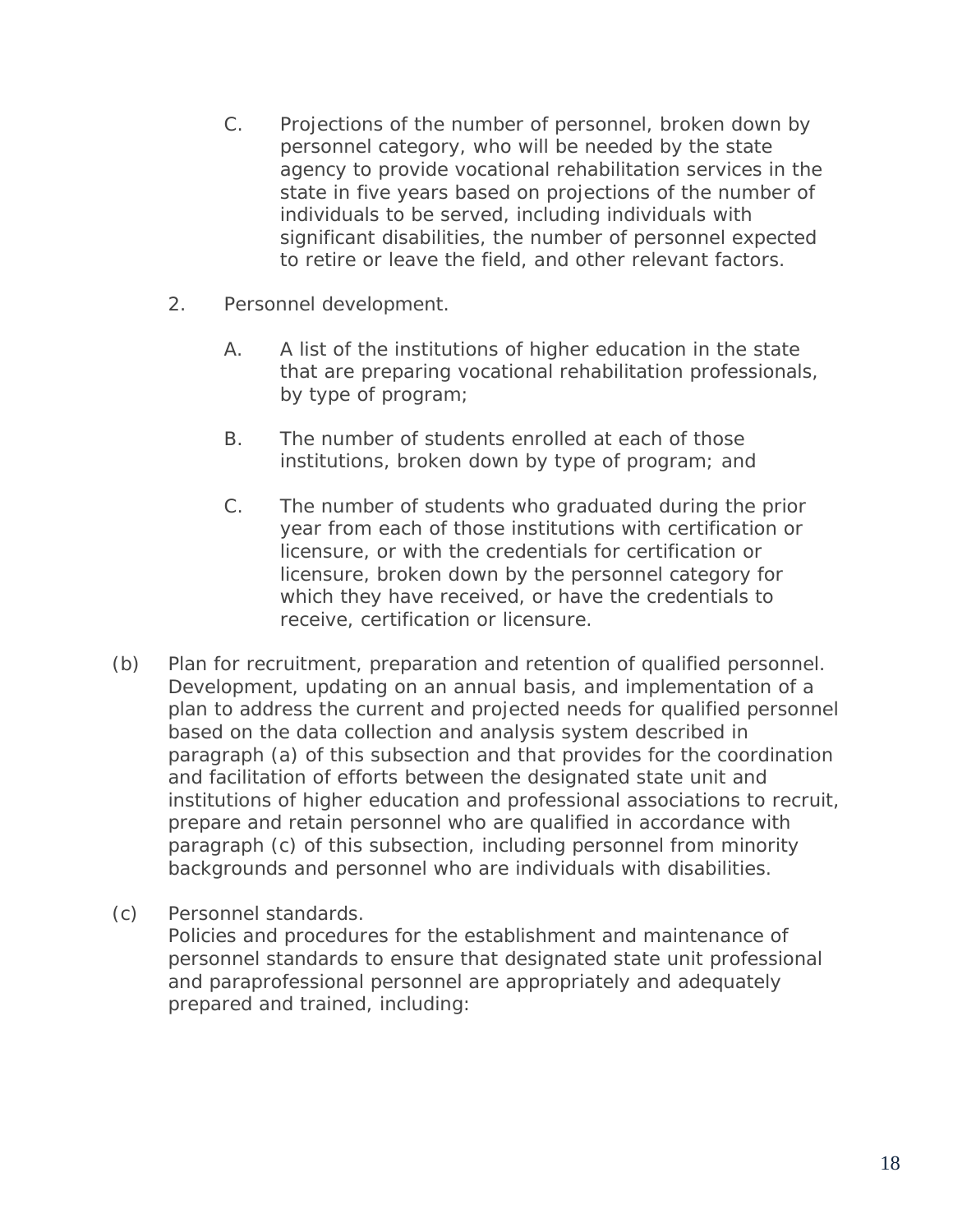C. Projections of the number of personnel, broken down by personnel category, who will be needed by the state agency to provide vocational rehabilitation services in the state in five years based on projections of the number of individuals to be served, including individuals with significant disabilities, the number of personnel expected to retire or leave the field, and other relevant factors.

2. Personnel development.

A. A list of the institutions of higher education in the state that are preparing vocational rehabilitation professionals, by type of program;

B. The number of students enrolled at each of those institutions, broken down by type of program; and

C. The number of students who graduated during the prior year from each of those institutions with certification or licensure, or with the credentials for certification or licensure, broken down by the personnel category for which they have received, or have the credentials to receive, certification or licensure.

(b) Plan for recruitment, preparation and retention of qualified personnel. Development, updating on an annual basis, and implementation of a plan to address the current and projected needs for qualified personnel based on the data collection and analysis system described in paragraph (a) of this subsection and that provides for the coordination and facilitation of efforts between the designated state unit and institutions of higher education and professional associations to recruit, prepare and retain personnel who are qualified in accordance with paragraph (c) of this subsection, including personnel from minority backgrounds and personnel who are individuals with disabilities.

(c) Personnel standards.
Policies and procedures for the establishment and maintenance of personnel standards to ensure that designated state unit professional and paraprofessional personnel are appropriately and adequately prepared and trained, including: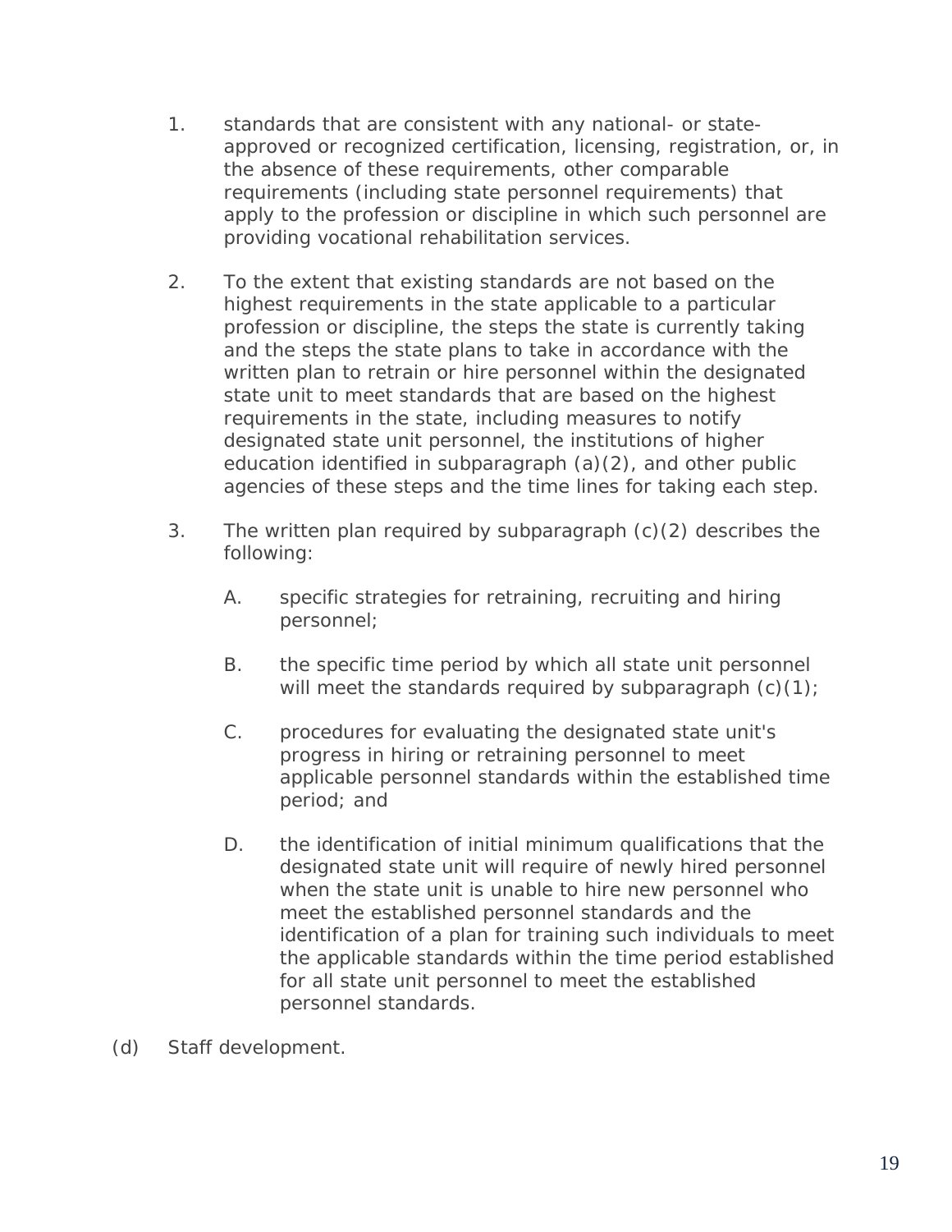1. standards that are consistent with any national- or state-approved or recognized certification, licensing, registration, or, in the absence of these requirements, other comparable requirements (including state personnel requirements) that apply to the profession or discipline in which such personnel are providing vocational rehabilitation services.

2. To the extent that existing standards are not based on the highest requirements in the state applicable to a particular profession or discipline, the steps the state is currently taking and the steps the state plans to take in accordance with the written plan to retrain or hire personnel within the designated state unit to meet standards that are based on the highest requirements in the state, including measures to notify designated state unit personnel, the institutions of higher education identified in subparagraph (a)(2), and other public agencies of these steps and the time lines for taking each step.

3. The written plan required by subparagraph (c)(2) describes the following:

   A. specific strategies for retraining, recruiting and hiring personnel;

   B. the specific time period by which all state unit personnel will meet the standards required by subparagraph (c)(1);

   C. procedures for evaluating the designated state unit's progress in hiring or retraining personnel to meet applicable personnel standards within the established time period; and

   D. the identification of initial minimum qualifications that the designated state unit will require of newly hired personnel when the state unit is unable to hire new personnel who meet the established personnel standards and the identification of a plan for training such individuals to meet the applicable standards within the time period established for all state unit personnel to meet the established personnel standards.

(d) Staff development.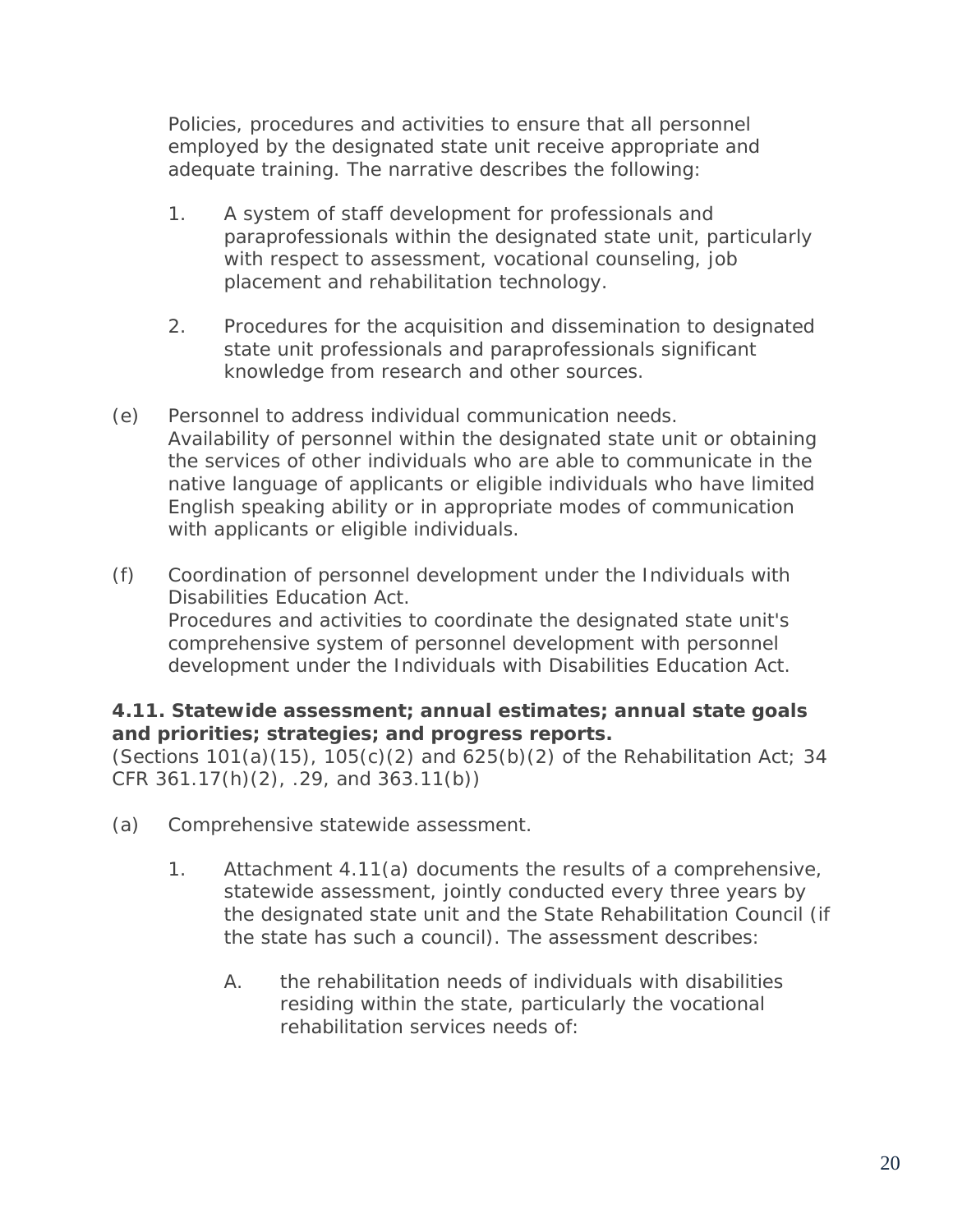Policies, procedures and activities to ensure that all personnel employed by the designated state unit receive appropriate and adequate training. The narrative describes the following:

1. A system of staff development for professionals and paraprofessionals within the designated state unit, particularly with respect to assessment, vocational counseling, job placement and rehabilitation technology.

2. Procedures for the acquisition and dissemination to designated state unit professionals and paraprofessionals significant knowledge from research and other sources.

(e) Personnel to address individual communication needs.
Availability of personnel within the designated state unit or obtaining the services of other individuals who are able to communicate in the native language of applicants or eligible individuals who have limited English speaking ability or in appropriate modes of communication with applicants or eligible individuals.

(f) Coordination of personnel development under the Individuals with Disabilities Education Act.
Procedures and activities to coordinate the designated state unit's comprehensive system of personnel development with personnel development under the Individuals with Disabilities Education Act.

**4.11. Statewide assessment; annual estimates; annual state goals and priorities; strategies; and progress reports.**
(Sections 101(a)(15), 105(c)(2) and 625(b)(2) of the Rehabilitation Act; 34 CFR 361.17(h)(2), .29, and 363.11(b))

(a) Comprehensive statewide assessment.

1. Attachment 4.11(a) documents the results of a comprehensive, statewide assessment, jointly conducted every three years by the designated state unit and the State Rehabilitation Council (if the state has such a council). The assessment describes:

    A. the rehabilitation needs of individuals with disabilities residing within the state, particularly the vocational rehabilitation services needs of: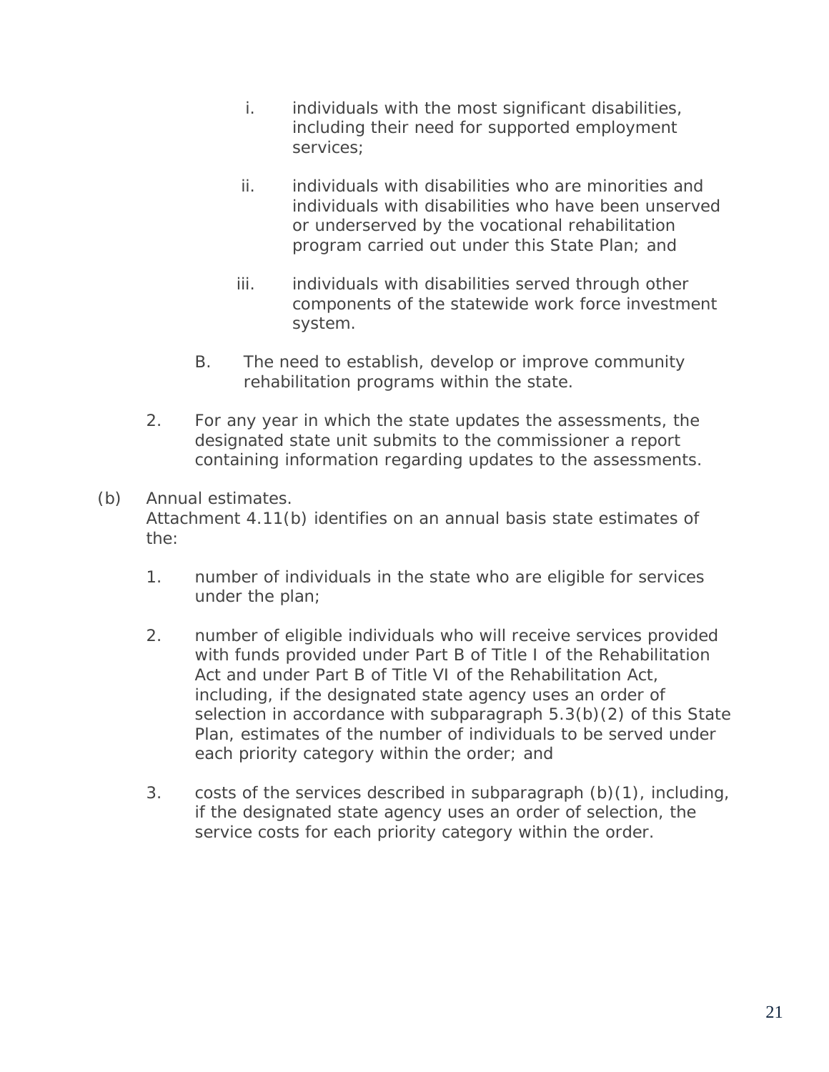i. individuals with the most significant disabilities, including their need for supported employment services;

ii. individuals with disabilities who are minorities and individuals with disabilities who have been unserved or underserved by the vocational rehabilitation program carried out under this State Plan; and

iii. individuals with disabilities served through other components of the statewide work force investment system.

B. The need to establish, develop or improve community rehabilitation programs within the state.

2. For any year in which the state updates the assessments, the designated state unit submits to the commissioner a report containing information regarding updates to the assessments.

(b) Annual estimates.
Attachment 4.11(b) identifies on an annual basis state estimates of the:

1. number of individuals in the state who are eligible for services under the plan;

2. number of eligible individuals who will receive services provided with funds provided under Part B of Title I of the Rehabilitation Act and under Part B of Title VI of the Rehabilitation Act, including, if the designated state agency uses an order of selection in accordance with subparagraph 5.3(b)(2) of this State Plan, estimates of the number of individuals to be served under each priority category within the order; and

3. costs of the services described in subparagraph (b)(1), including, if the designated state agency uses an order of selection, the service costs for each priority category within the order.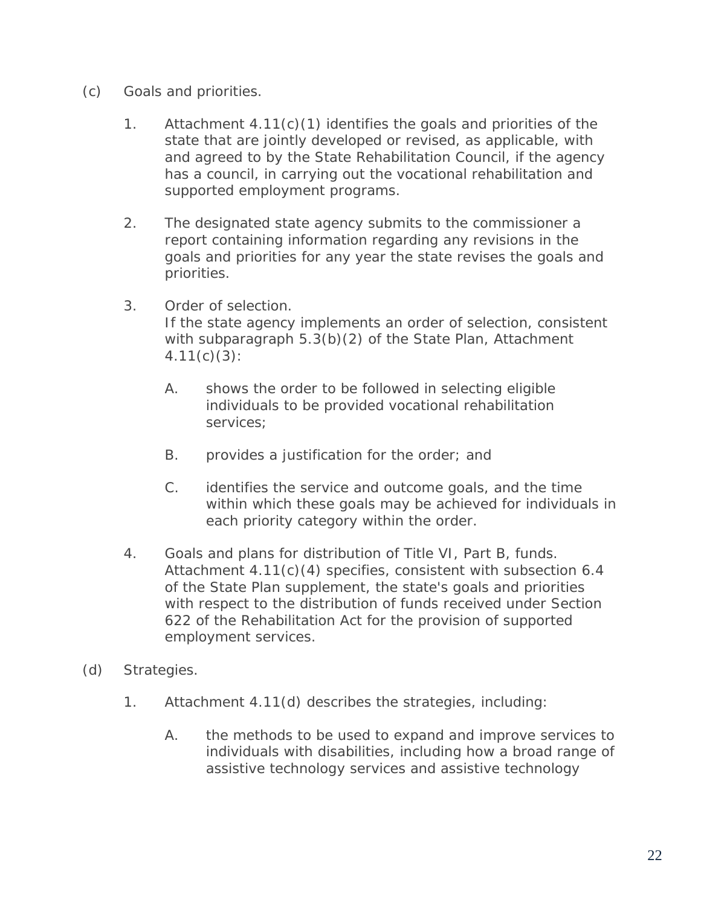(c) Goals and priorities.

1. Attachment 4.11(c)(1) identifies the goals and priorities of the state that are jointly developed or revised, as applicable, with and agreed to by the State Rehabilitation Council, if the agency has a council, in carrying out the vocational rehabilitation and supported employment programs.

2. The designated state agency submits to the commissioner a report containing information regarding any revisions in the goals and priorities for any year the state revises the goals and priorities.

3. Order of selection.
   If the state agency implements an order of selection, consistent with subparagraph 5.3(b)(2) of the State Plan, Attachment 4.11(c)(3):

   A. shows the order to be followed in selecting eligible individuals to be provided vocational rehabilitation services;

   B. provides a justification for the order; and

   C. identifies the service and outcome goals, and the time within which these goals may be achieved for individuals in each priority category within the order.

4. Goals and plans for distribution of Title VI, Part B, funds.
   Attachment 4.11(c)(4) specifies, consistent with subsection 6.4 of the State Plan supplement, the state's goals and priorities with respect to the distribution of funds received under Section 622 of the Rehabilitation Act for the provision of supported employment services.

(d) Strategies.

1. Attachment 4.11(d) describes the strategies, including:

   A. the methods to be used to expand and improve services to individuals with disabilities, including how a broad range of assistive technology services and assistive technology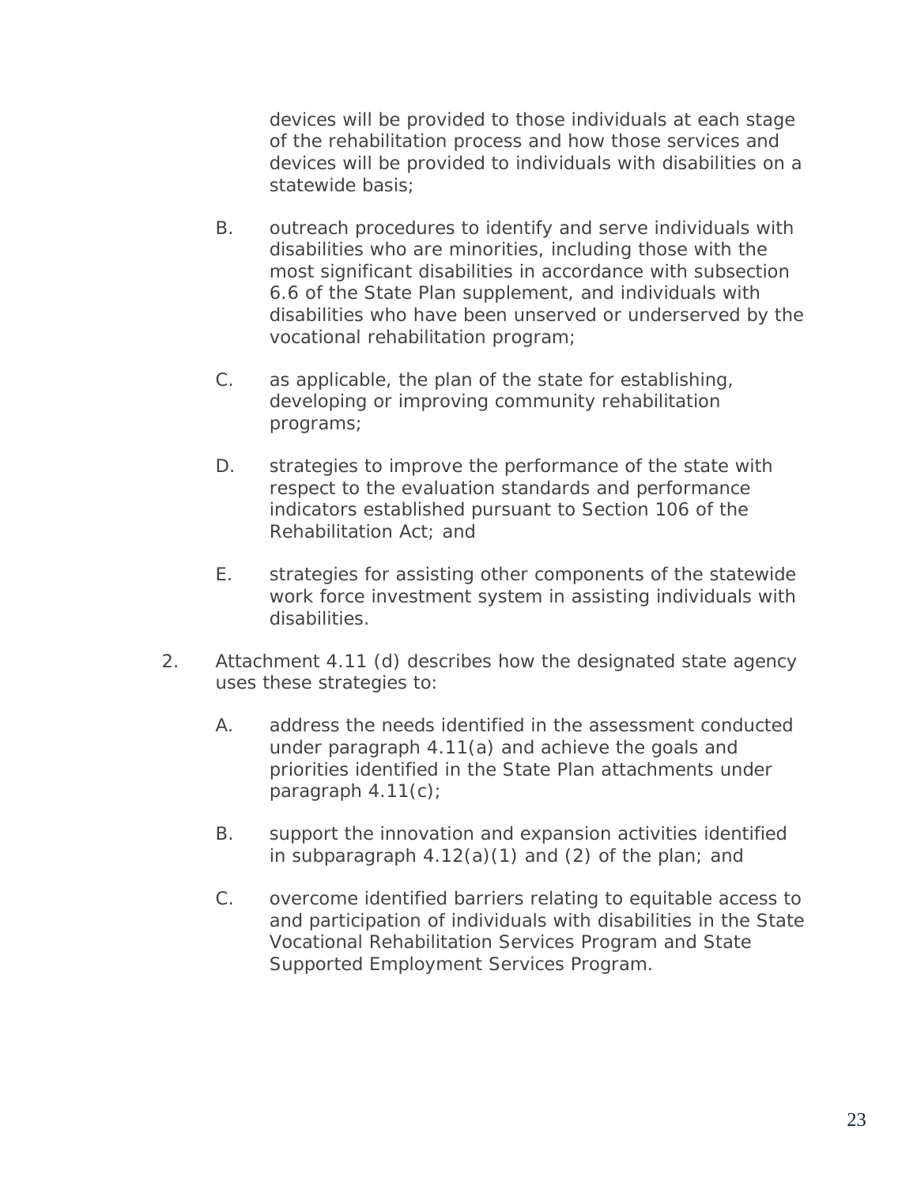devices will be provided to those individuals at each stage of the rehabilitation process and how those services and devices will be provided to individuals with disabilities on a statewide basis;

B. outreach procedures to identify and serve individuals with disabilities who are minorities, including those with the most significant disabilities in accordance with subsection 6.6 of the State Plan supplement, and individuals with disabilities who have been unserved or underserved by the vocational rehabilitation program;

C. as applicable, the plan of the state for establishing, developing or improving community rehabilitation programs;

D. strategies to improve the performance of the state with respect to the evaluation standards and performance indicators established pursuant to Section 106 of the Rehabilitation Act; and

E. strategies for assisting other components of the statewide work force investment system in assisting individuals with disabilities.

2. Attachment 4.11 (d) describes how the designated state agency uses these strategies to:

   A. address the needs identified in the assessment conducted under paragraph 4.11(a) and achieve the goals and priorities identified in the State Plan attachments under paragraph 4.11(c);

   B. support the innovation and expansion activities identified in subparagraph 4.12(a)(1) and (2) of the plan; and

   C. overcome identified barriers relating to equitable access to and participation of individuals with disabilities in the State Vocational Rehabilitation Services Program and State Supported Employment Services Program.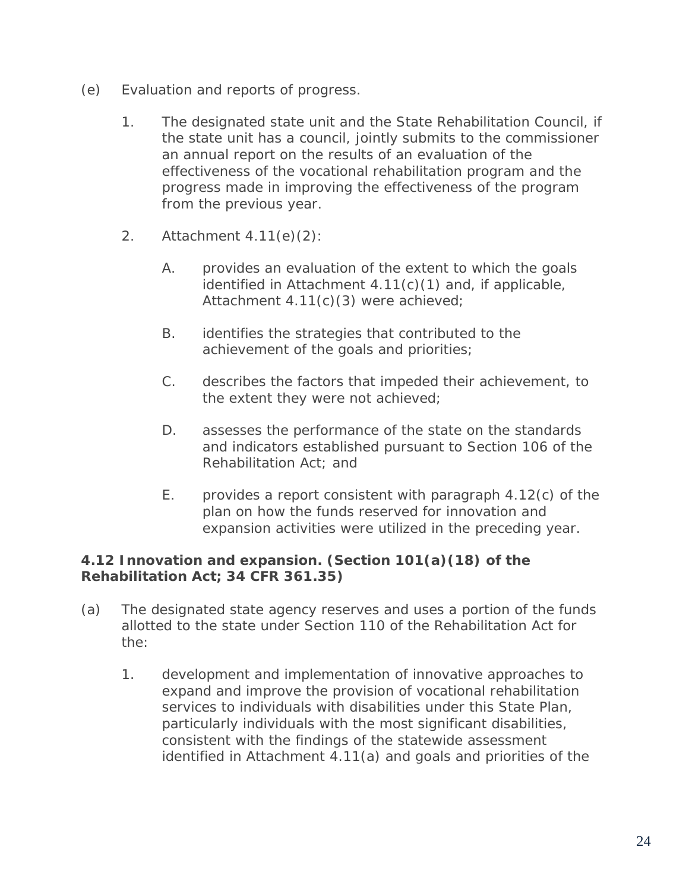(e) Evaluation and reports of progress.

1. The designated state unit and the State Rehabilitation Council, if the state unit has a council, jointly submits to the commissioner an annual report on the results of an evaluation of the effectiveness of the vocational rehabilitation program and the progress made in improving the effectiveness of the program from the previous year.

2. Attachment 4.11(e)(2):

   A. provides an evaluation of the extent to which the goals identified in Attachment 4.11(c)(1) and, if applicable, Attachment 4.11(c)(3) were achieved;

   B. identifies the strategies that contributed to the achievement of the goals and priorities;

   C. describes the factors that impeded their achievement, to the extent they were not achieved;

   D. assesses the performance of the state on the standards and indicators established pursuant to Section 106 of the Rehabilitation Act; and

   E. provides a report consistent with paragraph 4.12(c) of the plan on how the funds reserved for innovation and expansion activities were utilized in the preceding year.

**4.12 Innovation and expansion. (Section 101(a)(18) of the Rehabilitation Act; 34 CFR 361.35)**

(a) The designated state agency reserves and uses a portion of the funds allotted to the state under Section 110 of the Rehabilitation Act for the:

1. development and implementation of innovative approaches to expand and improve the provision of vocational rehabilitation services to individuals with disabilities under this State Plan, particularly individuals with the most significant disabilities, consistent with the findings of the statewide assessment identified in Attachment 4.11(a) and goals and priorities of the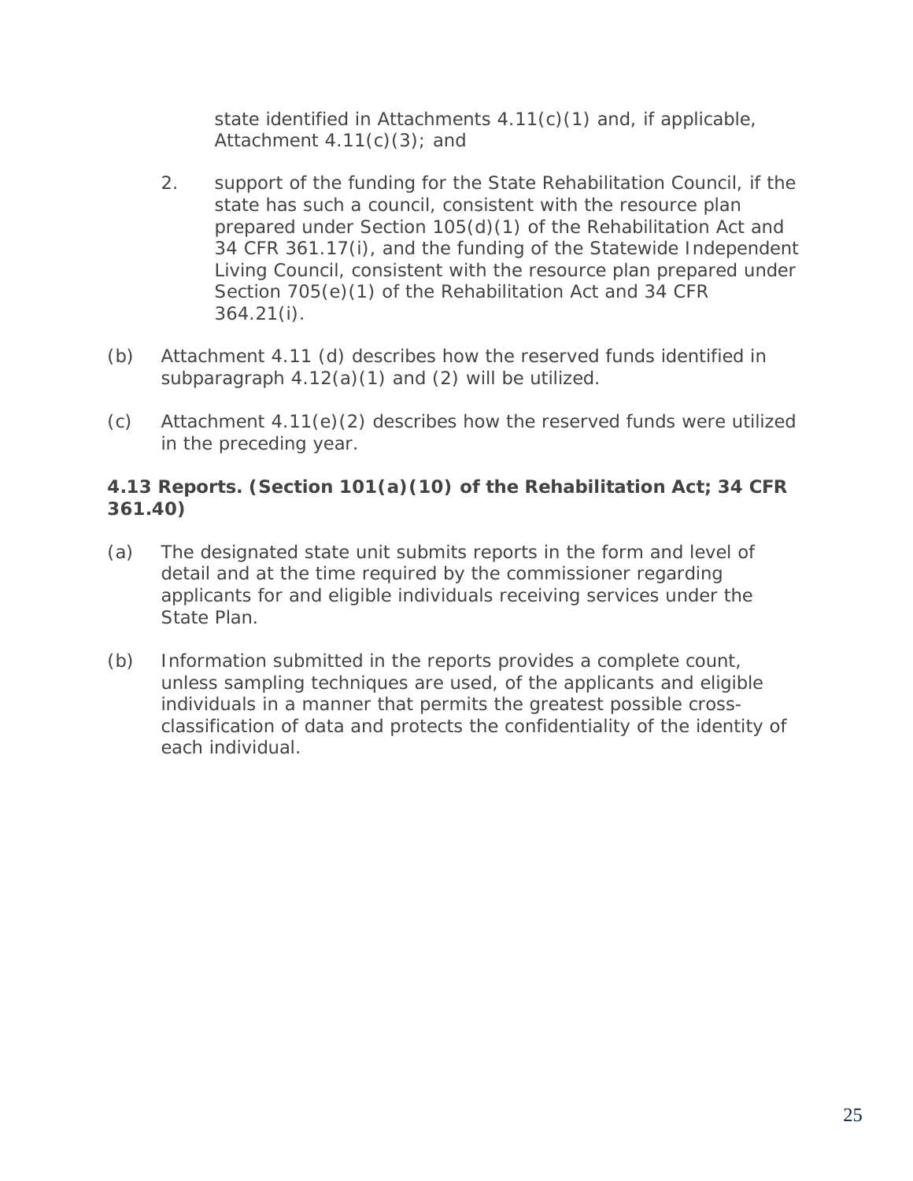state identified in Attachments 4.11(c)(1) and, if applicable, Attachment 4.11(c)(3); and

2. support of the funding for the State Rehabilitation Council, if the state has such a council, consistent with the resource plan prepared under Section 105(d)(1) of the Rehabilitation Act and 34 CFR 361.17(i), and the funding of the Statewide Independent Living Council, consistent with the resource plan prepared under Section 705(e)(1) of the Rehabilitation Act and 34 CFR 364.21(i).

(b) Attachment 4.11 (d) describes how the reserved funds identified in subparagraph 4.12(a)(1) and (2) will be utilized.

(c) Attachment 4.11(e)(2) describes how the reserved funds were utilized in the preceding year.

**4.13 Reports. (Section 101(a)(10) of the Rehabilitation Act; 34 CFR 361.40)**

(a) The designated state unit submits reports in the form and level of detail and at the time required by the commissioner regarding applicants for and eligible individuals receiving services under the State Plan.

(b) Information submitted in the reports provides a complete count, unless sampling techniques are used, of the applicants and eligible individuals in a manner that permits the greatest possible cross-classification of data and protects the confidentiality of the identity of each individual.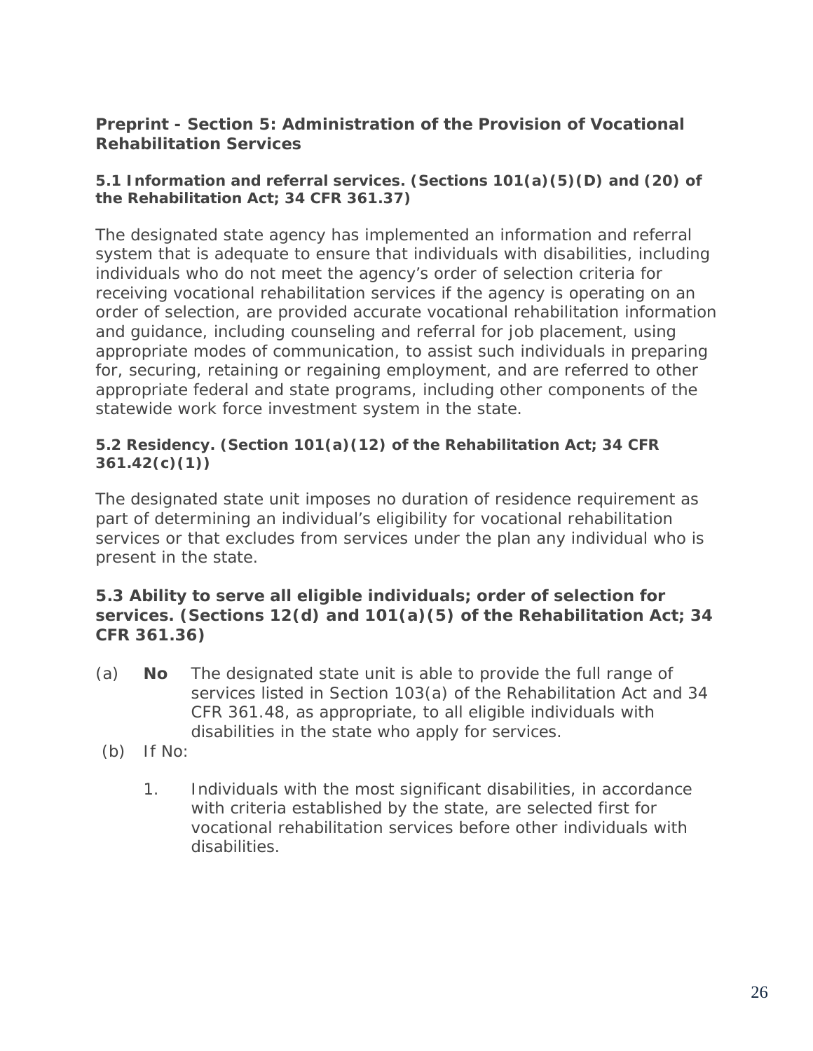### Preprint - Section 5: Administration of the Provision of Vocational Rehabilitation Services

#### 5.1 Information and referral services. (Sections 101(a)(5)(D) and (20) of the Rehabilitation Act; 34 CFR 361.37)

The designated state agency has implemented an information and referral system that is adequate to ensure that individuals with disabilities, including individuals who do not meet the agency's order of selection criteria for receiving vocational rehabilitation services if the agency is operating on an order of selection, are provided accurate vocational rehabilitation information and guidance, including counseling and referral for job placement, using appropriate modes of communication, to assist such individuals in preparing for, securing, retaining or regaining employment, and are referred to other appropriate federal and state programs, including other components of the statewide work force investment system in the state.

#### 5.2 Residency. (Section 101(a)(12) of the Rehabilitation Act; 34 CFR 361.42(c)(1))

The designated state unit imposes no duration of residence requirement as part of determining an individual's eligibility for vocational rehabilitation services or that excludes from services under the plan any individual who is present in the state.

#### 5.3 Ability to serve all eligible individuals; order of selection for services. (Sections 12(d) and 101(a)(5) of the Rehabilitation Act; 34 CFR 361.36)

(a) **No** The designated state unit is able to provide the full range of services listed in Section 103(a) of the Rehabilitation Act and 34 CFR 361.48, as appropriate, to all eligible individuals with disabilities in the state who apply for services.

(b) If No:

1. Individuals with the most significant disabilities, in accordance with criteria established by the state, are selected first for vocational rehabilitation services before other individuals with disabilities.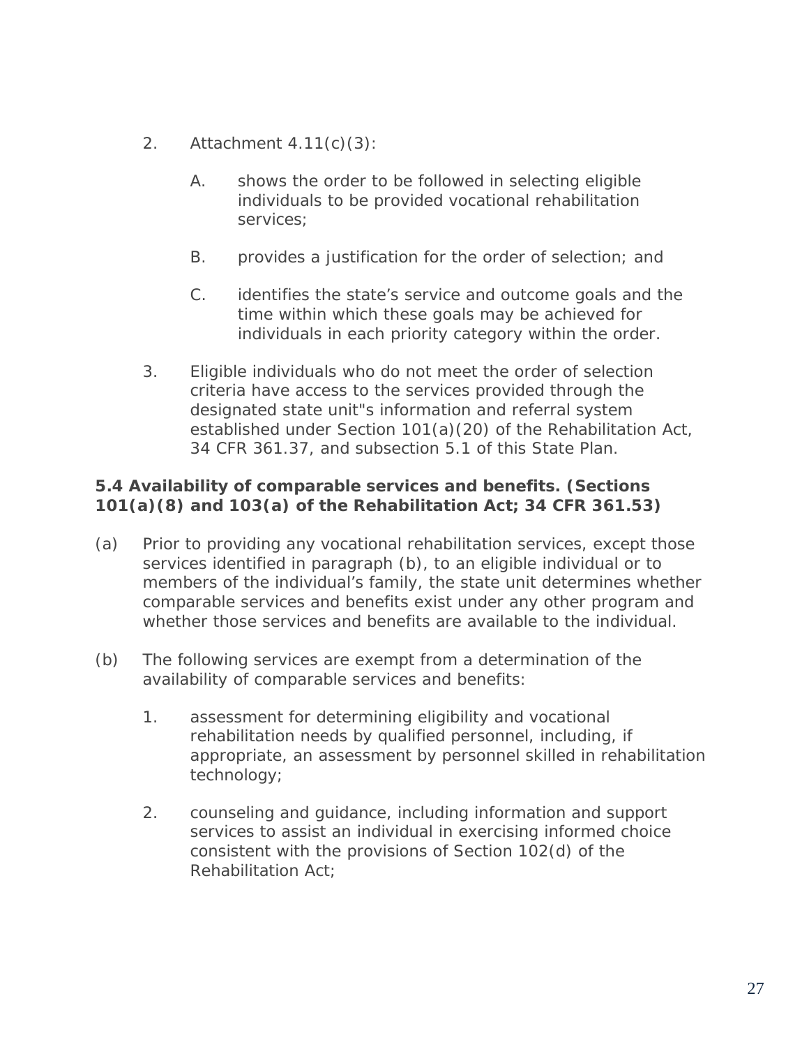2. Attachment 4.11(c)(3):

   A. shows the order to be followed in selecting eligible individuals to be provided vocational rehabilitation services;

   B. provides a justification for the order of selection; and

   C. identifies the state's service and outcome goals and the time within which these goals may be achieved for individuals in each priority category within the order.

3. Eligible individuals who do not meet the order of selection criteria have access to the services provided through the designated state unit"s information and referral system established under Section 101(a)(20) of the Rehabilitation Act, 34 CFR 361.37, and subsection 5.1 of this State Plan.

**5.4 Availability of comparable services and benefits. (Sections 101(a)(8) and 103(a) of the Rehabilitation Act; 34 CFR 361.53)**

(a) Prior to providing any vocational rehabilitation services, except those services identified in paragraph (b), to an eligible individual or to members of the individual's family, the state unit determines whether comparable services and benefits exist under any other program and whether those services and benefits are available to the individual.

(b) The following services are exempt from a determination of the availability of comparable services and benefits:

   1. assessment for determining eligibility and vocational rehabilitation needs by qualified personnel, including, if appropriate, an assessment by personnel skilled in rehabilitation technology;

   2. counseling and guidance, including information and support services to assist an individual in exercising informed choice consistent with the provisions of Section 102(d) of the Rehabilitation Act;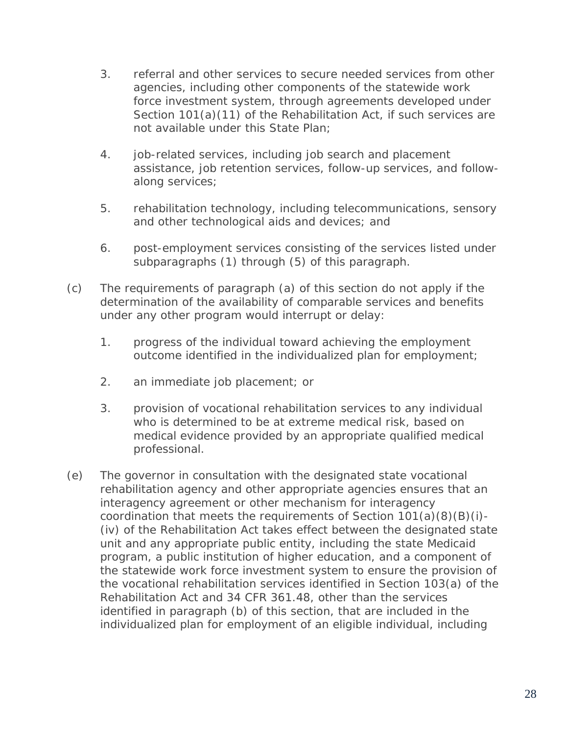3. referral and other services to secure needed services from other agencies, including other components of the statewide work force investment system, through agreements developed under Section 101(a)(11) of the Rehabilitation Act, if such services are not available under this State Plan;

4. job-related services, including job search and placement assistance, job retention services, follow-up services, and follow-along services;

5. rehabilitation technology, including telecommunications, sensory and other technological aids and devices; and

6. post-employment services consisting of the services listed under subparagraphs (1) through (5) of this paragraph.

(c) The requirements of paragraph (a) of this section do not apply if the determination of the availability of comparable services and benefits under any other program would interrupt or delay:

1. progress of the individual toward achieving the employment outcome identified in the individualized plan for employment;

2. an immediate job placement; or

3. provision of vocational rehabilitation services to any individual who is determined to be at extreme medical risk, based on medical evidence provided by an appropriate qualified medical professional.

(e) The governor in consultation with the designated state vocational rehabilitation agency and other appropriate agencies ensures that an interagency agreement or other mechanism for interagency coordination that meets the requirements of Section 101(a)(8)(B)(i)-(iv) of the Rehabilitation Act takes effect between the designated state unit and any appropriate public entity, including the state Medicaid program, a public institution of higher education, and a component of the statewide work force investment system to ensure the provision of the vocational rehabilitation services identified in Section 103(a) of the Rehabilitation Act and 34 CFR 361.48, other than the services identified in paragraph (b) of this section, that are included in the individualized plan for employment of an eligible individual, including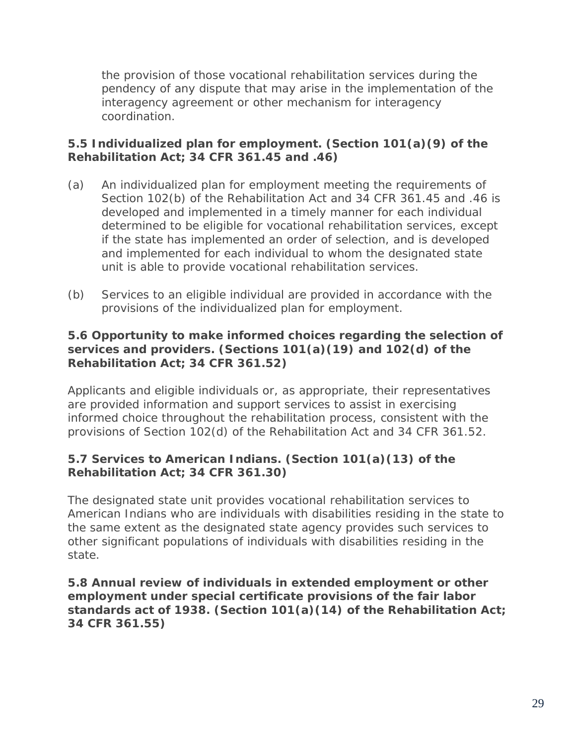the provision of those vocational rehabilitation services during the pendency of any dispute that may arise in the implementation of the interagency agreement or other mechanism for interagency coordination.

**5.5 Individualized plan for employment. (Section 101(a)(9) of the Rehabilitation Act; 34 CFR 361.45 and .46)**

(a) An individualized plan for employment meeting the requirements of Section 102(b) of the Rehabilitation Act and 34 CFR 361.45 and .46 is developed and implemented in a timely manner for each individual determined to be eligible for vocational rehabilitation services, except if the state has implemented an order of selection, and is developed and implemented for each individual to whom the designated state unit is able to provide vocational rehabilitation services.

(b) Services to an eligible individual are provided in accordance with the provisions of the individualized plan for employment.

**5.6 Opportunity to make informed choices regarding the selection of services and providers. (Sections 101(a)(19) and 102(d) of the Rehabilitation Act; 34 CFR 361.52)**

Applicants and eligible individuals or, as appropriate, their representatives are provided information and support services to assist in exercising informed choice throughout the rehabilitation process, consistent with the provisions of Section 102(d) of the Rehabilitation Act and 34 CFR 361.52.

**5.7 Services to American Indians. (Section 101(a)(13) of the Rehabilitation Act; 34 CFR 361.30)**

The designated state unit provides vocational rehabilitation services to American Indians who are individuals with disabilities residing in the state to the same extent as the designated state agency provides such services to other significant populations of individuals with disabilities residing in the state.

**5.8 Annual review of individuals in extended employment or other employment under special certificate provisions of the fair labor standards act of 1938. (Section 101(a)(14) of the Rehabilitation Act; 34 CFR 361.55)**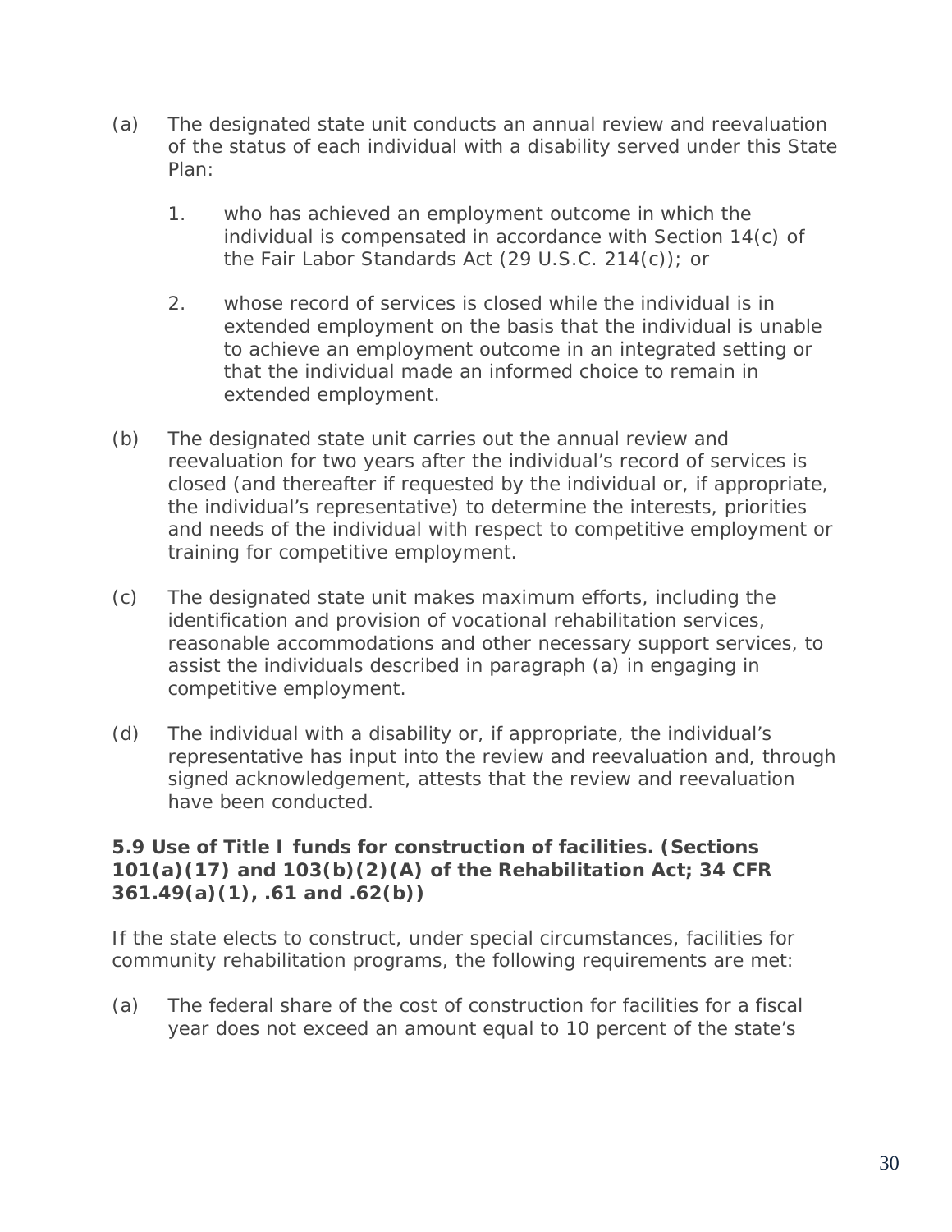(a) The designated state unit conducts an annual review and reevaluation of the status of each individual with a disability served under this State Plan:

1. who has achieved an employment outcome in which the individual is compensated in accordance with Section 14(c) of the Fair Labor Standards Act (29 U.S.C. 214(c)); or

2. whose record of services is closed while the individual is in extended employment on the basis that the individual is unable to achieve an employment outcome in an integrated setting or that the individual made an informed choice to remain in extended employment.

(b) The designated state unit carries out the annual review and reevaluation for two years after the individual's record of services is closed (and thereafter if requested by the individual or, if appropriate, the individual's representative) to determine the interests, priorities and needs of the individual with respect to competitive employment or training for competitive employment.

(c) The designated state unit makes maximum efforts, including the identification and provision of vocational rehabilitation services, reasonable accommodations and other necessary support services, to assist the individuals described in paragraph (a) in engaging in competitive employment.

(d) The individual with a disability or, if appropriate, the individual's representative has input into the review and reevaluation and, through signed acknowledgement, attests that the review and reevaluation have been conducted.

**5.9 Use of Title I funds for construction of facilities. (Sections 101(a)(17) and 103(b)(2)(A) of the Rehabilitation Act; 34 CFR 361.49(a)(1), .61 and .62(b))**

If the state elects to construct, under special circumstances, facilities for community rehabilitation programs, the following requirements are met:

(a) The federal share of the cost of construction for facilities for a fiscal year does not exceed an amount equal to 10 percent of the state's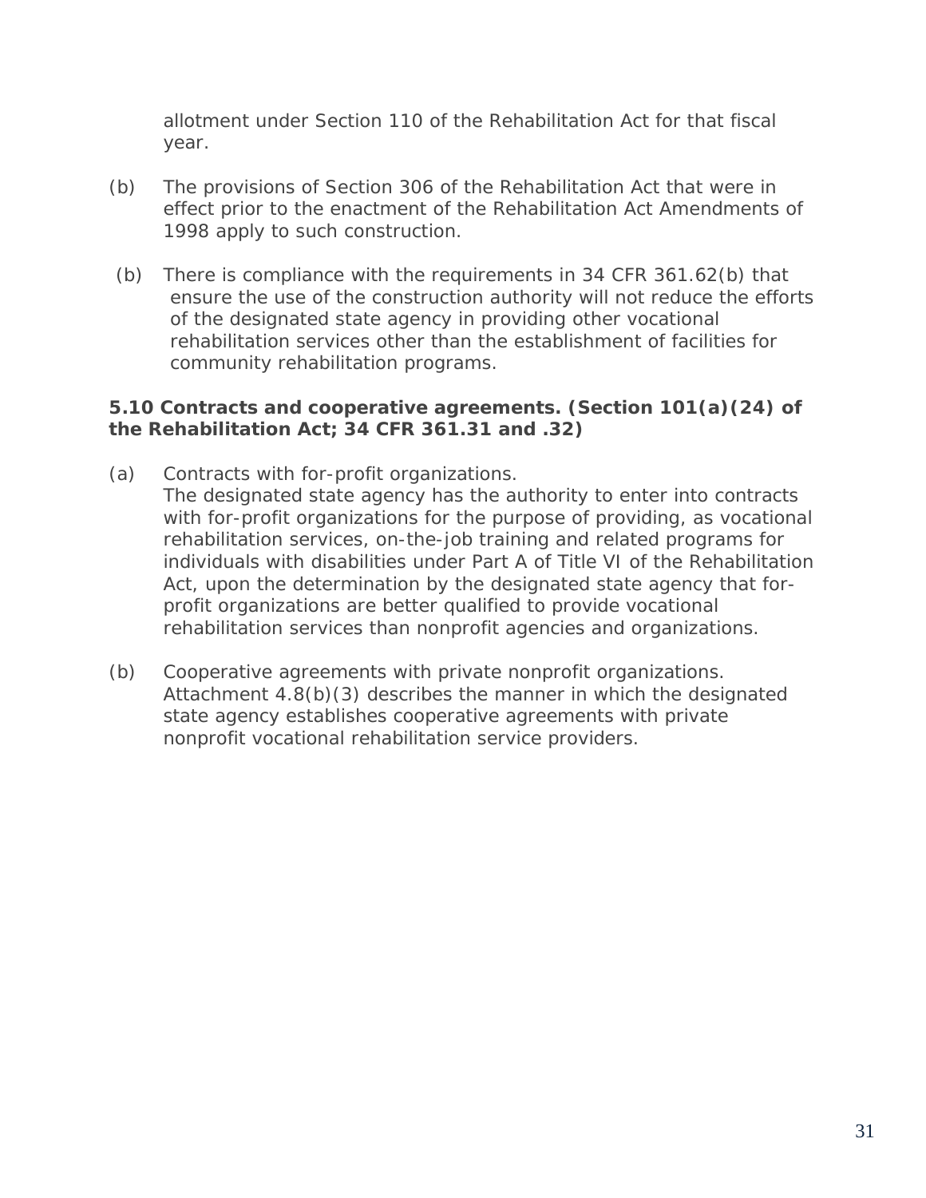allotment under Section 110 of the Rehabilitation Act for that fiscal year.

(b) The provisions of Section 306 of the Rehabilitation Act that were in effect prior to the enactment of the Rehabilitation Act Amendments of 1998 apply to such construction.

(b) There is compliance with the requirements in 34 CFR 361.62(b) that ensure the use of the construction authority will not reduce the efforts of the designated state agency in providing other vocational rehabilitation services other than the establishment of facilities for community rehabilitation programs.

**5.10 Contracts and cooperative agreements. (Section 101(a)(24) of the Rehabilitation Act; 34 CFR 361.31 and .32)**

(a) Contracts with for-profit organizations.
The designated state agency has the authority to enter into contracts with for-profit organizations for the purpose of providing, as vocational rehabilitation services, on-the-job training and related programs for individuals with disabilities under Part A of Title VI of the Rehabilitation Act, upon the determination by the designated state agency that for-profit organizations are better qualified to provide vocational rehabilitation services than nonprofit agencies and organizations.

(b) Cooperative agreements with private nonprofit organizations.
Attachment 4.8(b)(3) describes the manner in which the designated state agency establishes cooperative agreements with private nonprofit vocational rehabilitation service providers.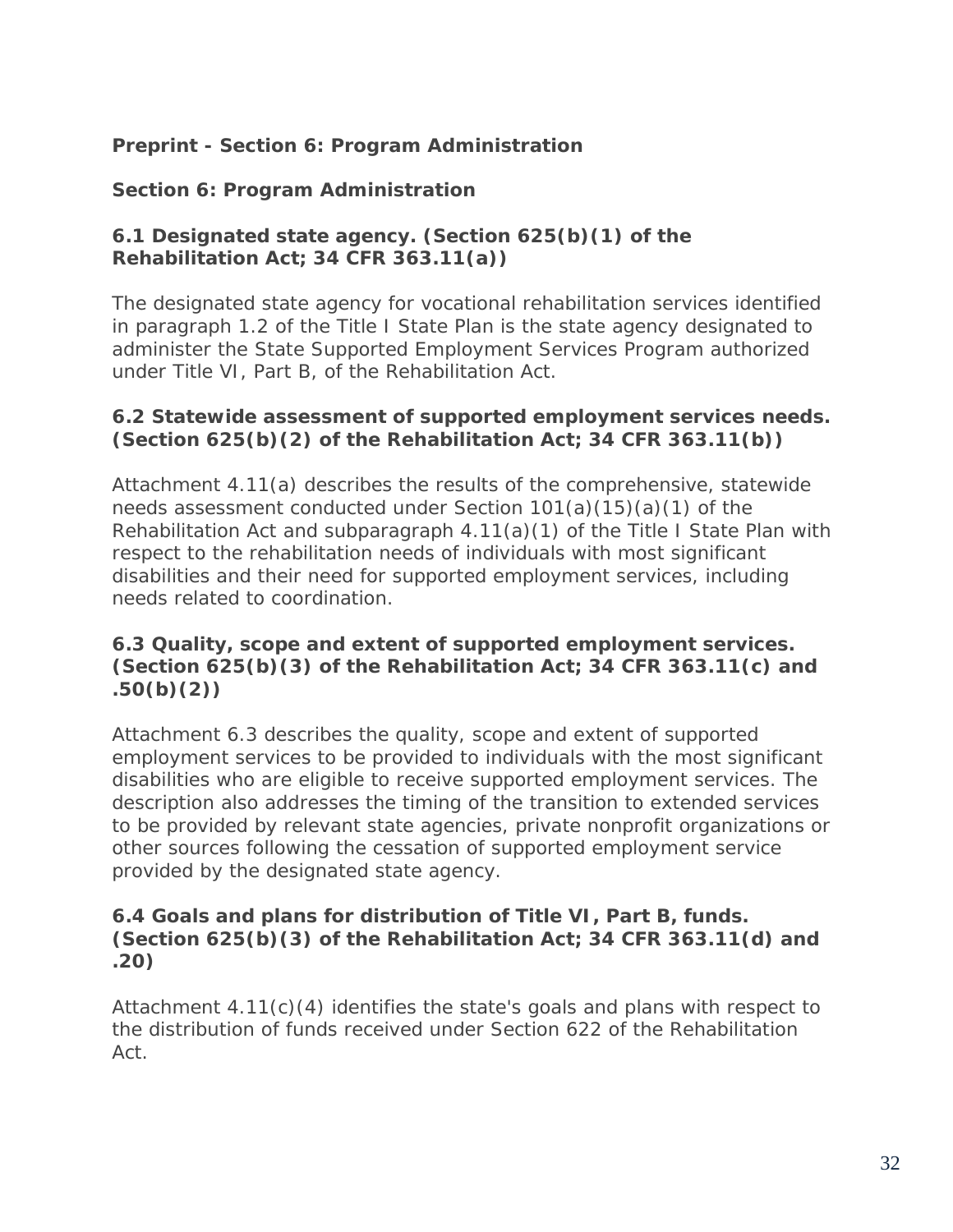## Preprint - Section 6: Program Administration

## Section 6: Program Administration

### 6.1 Designated state agency. (Section 625(b)(1) of the Rehabilitation Act; 34 CFR 363.11(a))

The designated state agency for vocational rehabilitation services identified in paragraph 1.2 of the Title I State Plan is the state agency designated to administer the State Supported Employment Services Program authorized under Title VI, Part B, of the Rehabilitation Act.

### 6.2 Statewide assessment of supported employment services needs. (Section 625(b)(2) of the Rehabilitation Act; 34 CFR 363.11(b))

Attachment 4.11(a) describes the results of the comprehensive, statewide needs assessment conducted under Section 101(a)(15)(a)(1) of the Rehabilitation Act and subparagraph 4.11(a)(1) of the Title I State Plan with respect to the rehabilitation needs of individuals with most significant disabilities and their need for supported employment services, including needs related to coordination.

### 6.3 Quality, scope and extent of supported employment services. (Section 625(b)(3) of the Rehabilitation Act; 34 CFR 363.11(c) and .50(b)(2))

Attachment 6.3 describes the quality, scope and extent of supported employment services to be provided to individuals with the most significant disabilities who are eligible to receive supported employment services. The description also addresses the timing of the transition to extended services to be provided by relevant state agencies, private nonprofit organizations or other sources following the cessation of supported employment service provided by the designated state agency.

### 6.4 Goals and plans for distribution of Title VI, Part B, funds. (Section 625(b)(3) of the Rehabilitation Act; 34 CFR 363.11(d) and .20)

Attachment 4.11(c)(4) identifies the state's goals and plans with respect to the distribution of funds received under Section 622 of the Rehabilitation Act.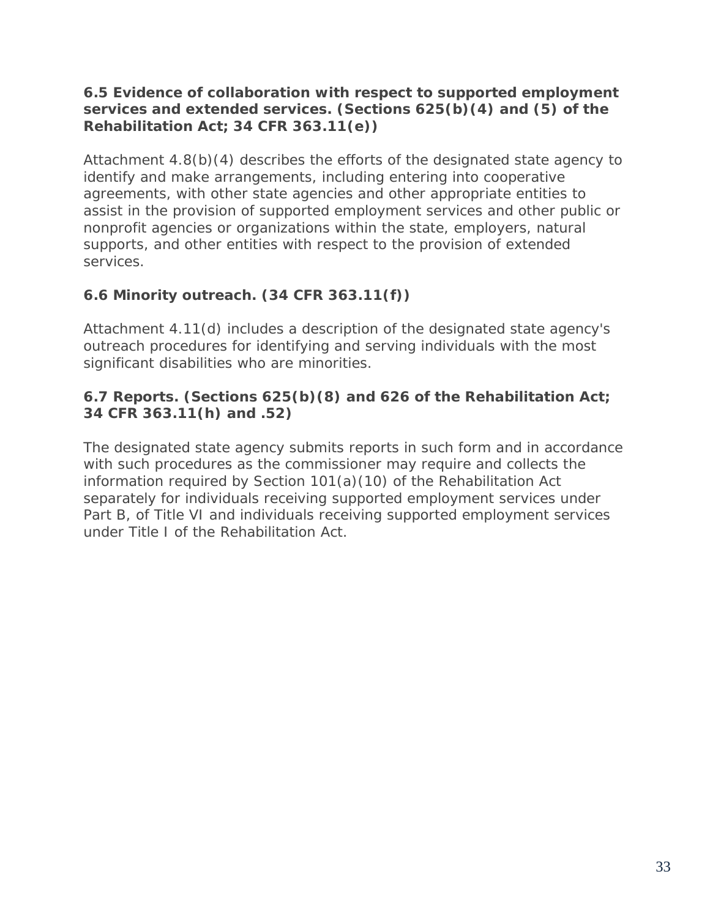**6.5 Evidence of collaboration with respect to supported employment services and extended services. (Sections 625(b)(4) and (5) of the Rehabilitation Act; 34 CFR 363.11(e))**

Attachment 4.8(b)(4) describes the efforts of the designated state agency to identify and make arrangements, including entering into cooperative agreements, with other state agencies and other appropriate entities to assist in the provision of supported employment services and other public or nonprofit agencies or organizations within the state, employers, natural supports, and other entities with respect to the provision of extended services.

**6.6 Minority outreach. (34 CFR 363.11(f))**

Attachment 4.11(d) includes a description of the designated state agency's outreach procedures for identifying and serving individuals with the most significant disabilities who are minorities.

**6.7 Reports. (Sections 625(b)(8) and 626 of the Rehabilitation Act; 34 CFR 363.11(h) and .52)**

The designated state agency submits reports in such form and in accordance with such procedures as the commissioner may require and collects the information required by Section 101(a)(10) of the Rehabilitation Act separately for individuals receiving supported employment services under Part B, of Title VI and individuals receiving supported employment services under Title I of the Rehabilitation Act.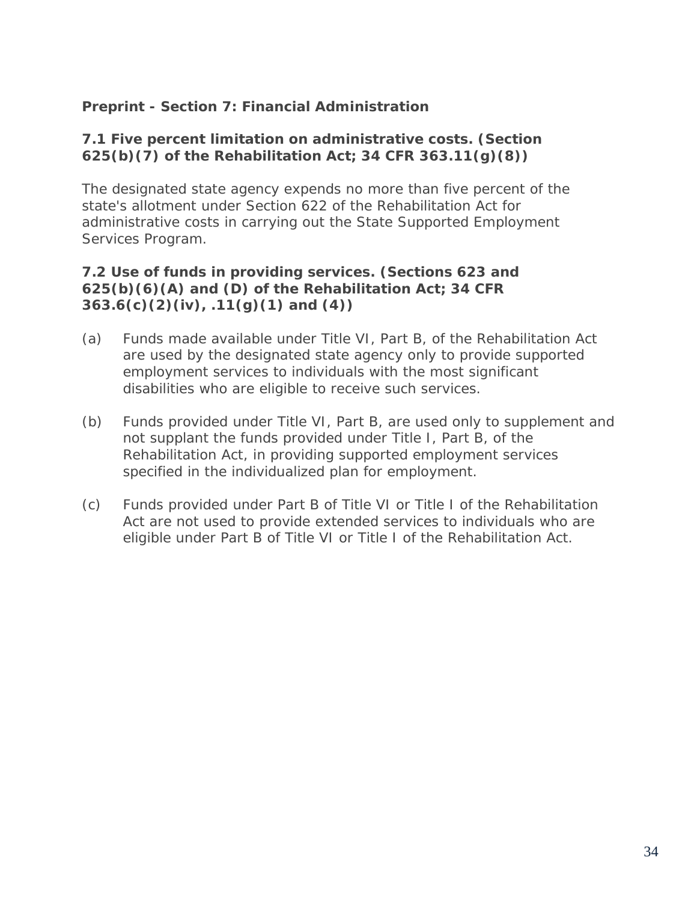**Preprint - Section 7: Financial Administration**

**7.1 Five percent limitation on administrative costs. (Section 625(b)(7) of the Rehabilitation Act; 34 CFR 363.11(g)(8))**

The designated state agency expends no more than five percent of the state's allotment under Section 622 of the Rehabilitation Act for administrative costs in carrying out the State Supported Employment Services Program.

**7.2 Use of funds in providing services. (Sections 623 and 625(b)(6)(A) and (D) of the Rehabilitation Act; 34 CFR 363.6(c)(2)(iv), .11(g)(1) and (4))**

(a) Funds made available under Title VI, Part B, of the Rehabilitation Act are used by the designated state agency only to provide supported employment services to individuals with the most significant disabilities who are eligible to receive such services.

(b) Funds provided under Title VI, Part B, are used only to supplement and not supplant the funds provided under Title I, Part B, of the Rehabilitation Act, in providing supported employment services specified in the individualized plan for employment.

(c) Funds provided under Part B of Title VI or Title I of the Rehabilitation Act are not used to provide extended services to individuals who are eligible under Part B of Title VI or Title I of the Rehabilitation Act.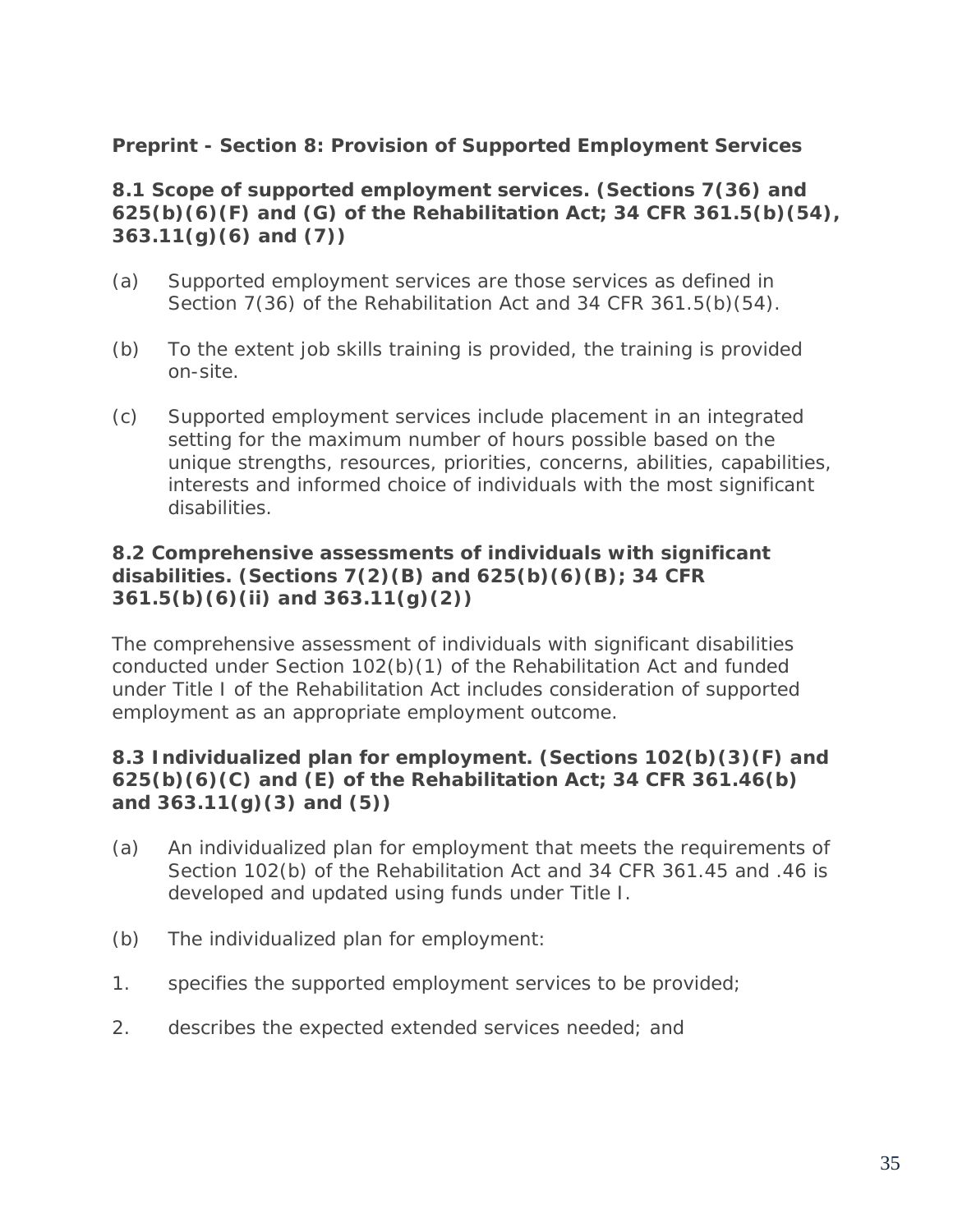**Preprint - Section 8: Provision of Supported Employment Services**

**8.1 Scope of supported employment services. (Sections 7(36) and 625(b)(6)(F) and (G) of the Rehabilitation Act; 34 CFR 361.5(b)(54), 363.11(g)(6) and (7))**

(a) Supported employment services are those services as defined in Section 7(36) of the Rehabilitation Act and 34 CFR 361.5(b)(54).

(b) To the extent job skills training is provided, the training is provided on-site.

(c) Supported employment services include placement in an integrated setting for the maximum number of hours possible based on the unique strengths, resources, priorities, concerns, abilities, capabilities, interests and informed choice of individuals with the most significant disabilities.

**8.2 Comprehensive assessments of individuals with significant disabilities. (Sections 7(2)(B) and 625(b)(6)(B); 34 CFR 361.5(b)(6)(ii) and 363.11(g)(2))**

The comprehensive assessment of individuals with significant disabilities conducted under Section 102(b)(1) of the Rehabilitation Act and funded under Title I of the Rehabilitation Act includes consideration of supported employment as an appropriate employment outcome.

**8.3 Individualized plan for employment. (Sections 102(b)(3)(F) and 625(b)(6)(C) and (E) of the Rehabilitation Act; 34 CFR 361.46(b) and 363.11(g)(3) and (5))**

(a) An individualized plan for employment that meets the requirements of Section 102(b) of the Rehabilitation Act and 34 CFR 361.45 and .46 is developed and updated using funds under Title I.

(b) The individualized plan for employment:

1. specifies the supported employment services to be provided;

2. describes the expected extended services needed; and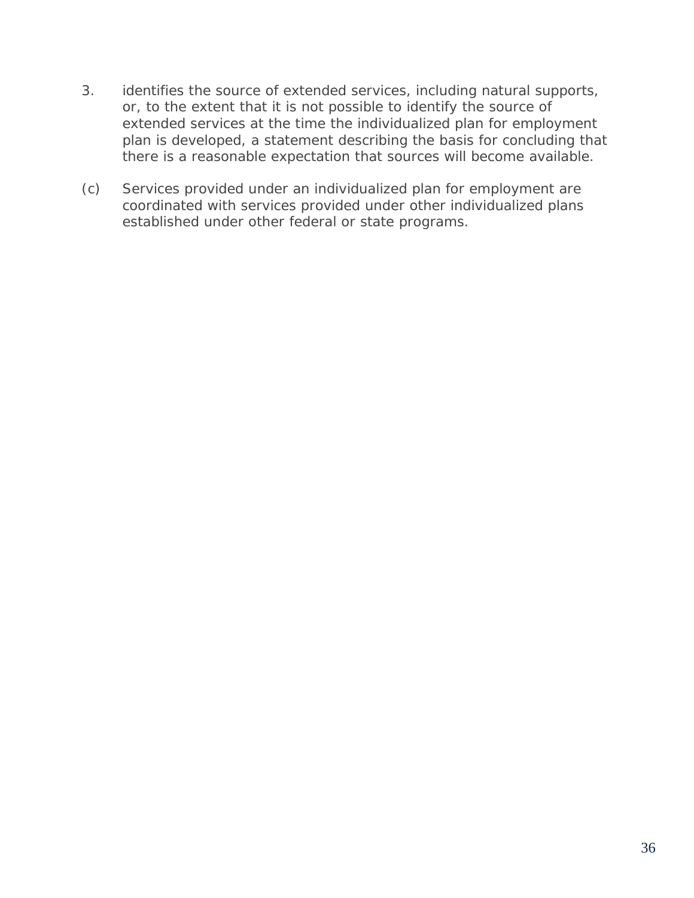3. identifies the source of extended services, including natural supports, or, to the extent that it is not possible to identify the source of extended services at the time the individualized plan for employment plan is developed, a statement describing the basis for concluding that there is a reasonable expectation that sources will become available.

(c) Services provided under an individualized plan for employment are coordinated with services provided under other individualized plans established under other federal or state programs.